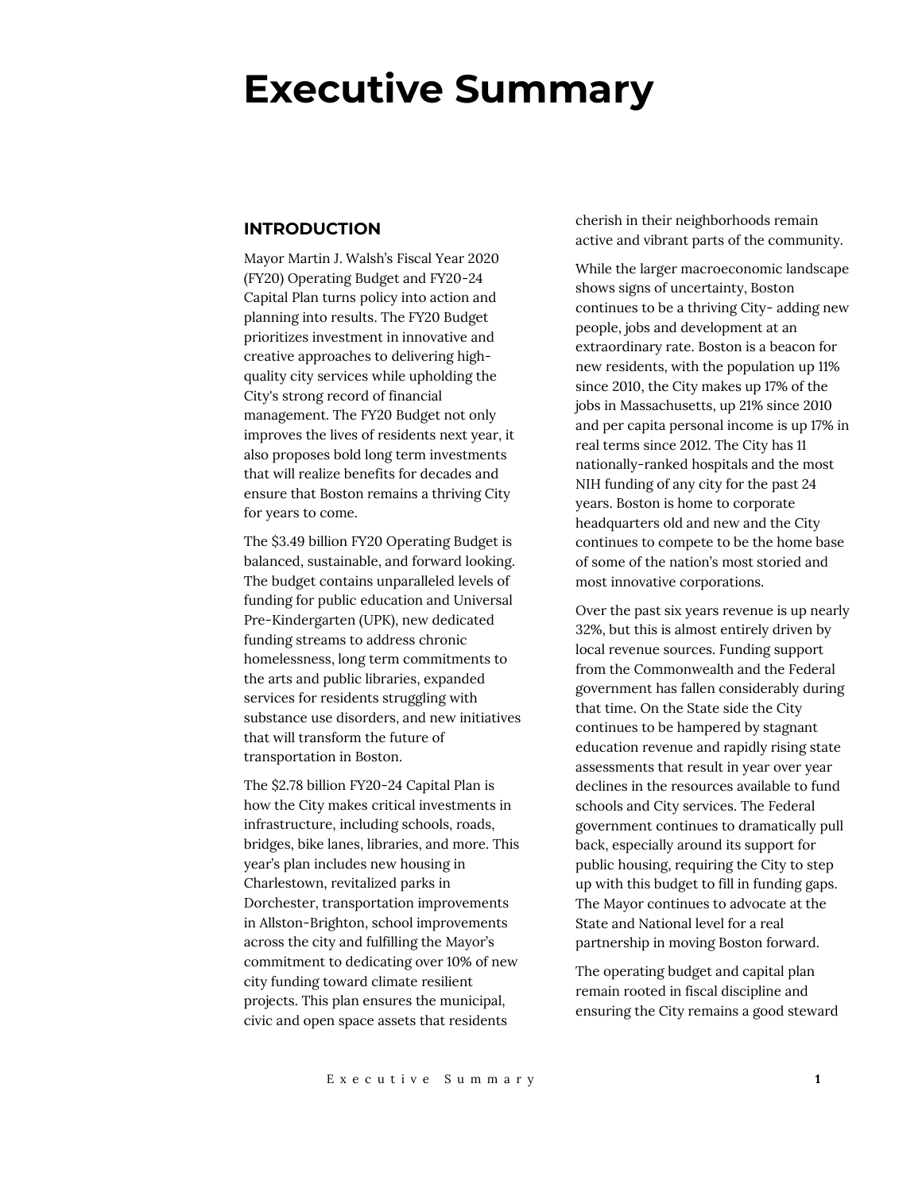# Executive Summary

## INTRODUCTION

Mayor Martin J. Walsh's Fiscal Year 2020 (FY20) Operating Budget and FY20-24 Capital Plan turns policy into action and planning into results. The FY20 Budget prioritizes investment in innovative and creative approaches to delivering high-quality city services while upholding the City's strong record of financial management. The FY20 Budget not only improves the lives of residents next year, it also proposes bold long term investments that will realize benefits for decades and ensure that Boston remains a thriving City for years to come.

The $3.49 billion FY20 Operating Budget is balanced, sustainable, and forward looking. The budget contains unparalleled levels of funding for public education and Universal Pre-Kindergarten (UPK), new dedicated funding streams to address chronic homelessness, long term commitments to the arts and public libraries, expanded services for residents struggling with substance use disorders, and new initiatives that will transform the future of transportation in Boston.

The $2.78 billion FY20-24 Capital Plan is how the City makes critical investments in infrastructure, including schools, roads, bridges, bike lanes, libraries, and more. This year's plan includes new housing in Charlestown, revitalized parks in Dorchester, transportation improvements in Allston-Brighton, school improvements across the city and fulfilling the Mayor's commitment to dedicating over 10% of new city funding toward climate resilient projects. This plan ensures the municipal, civic and open space assets that residents cherish in their neighborhoods remain active and vibrant parts of the community.

While the larger macroeconomic landscape shows signs of uncertainty, Boston continues to be a thriving City- adding new people, jobs and development at an extraordinary rate. Boston is a beacon for new residents, with the population up 11% since 2010, the City makes up 17% of the jobs in Massachusetts, up 21% since 2010 and per capita personal income is up 17% in real terms since 2012. The City has 11 nationally-ranked hospitals and the most NIH funding of any city for the past 24 years. Boston is home to corporate headquarters old and new and the City continues to compete to be the home base of some of the nation's most storied and most innovative corporations.

Over the past six years revenue is up nearly 32%, but this is almost entirely driven by local revenue sources. Funding support from the Commonwealth and the Federal government has fallen considerably during that time. On the State side the City continues to be hampered by stagnant education revenue and rapidly rising state assessments that result in year over year declines in the resources available to fund schools and City services. The Federal government continues to dramatically pull back, especially around its support for public housing, requiring the City to step up with this budget to fill in funding gaps. The Mayor continues to advocate at the State and National level for a real partnership in moving Boston forward.

The operating budget and capital plan remain rooted in fiscal discipline and ensuring the City remains a good steward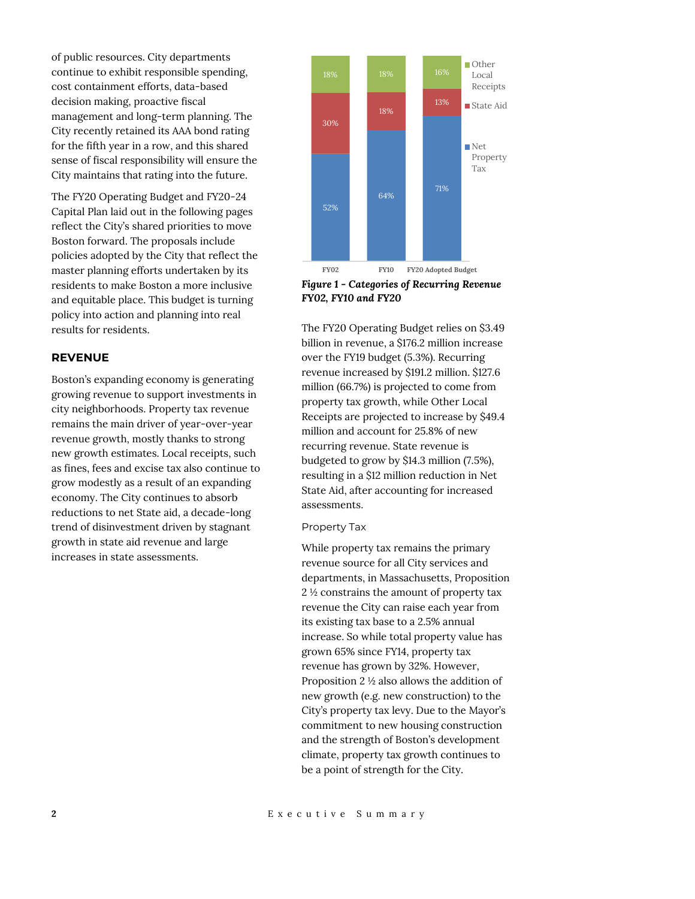of public resources. City departments continue to exhibit responsible spending, cost containment efforts, data-based decision making, proactive fiscal management and long-term planning. The City recently retained its AAA bond rating for the fifth year in a row, and this shared sense of fiscal responsibility will ensure the City maintains that rating into the future.

The FY20 Operating Budget and FY20-24 Capital Plan laid out in the following pages reflect the City's shared priorities to move Boston forward. The proposals include policies adopted by the City that reflect the master planning efforts undertaken by its residents to make Boston a more inclusive and equitable place. This budget is turning policy into action and planning into real results for residents.

## REVENUE

Boston's expanding economy is generating growing revenue to support investments in city neighborhoods. Property tax revenue remains the main driver of year-over-year revenue growth, mostly thanks to strong new growth estimates. Local receipts, such as fines, fees and excise tax also continue to grow modestly as a result of an expanding economy. The City continues to absorb reductions to net State aid, a decade-long trend of disinvestment driven by stagnant growth in state aid revenue and large increases in state assessments.

| | FY02 | FY10 | FY20 Adopted Budget |
|---|---|---|---|
| Other Local Receipts | 18% | 18% | 16% |
| State Aid | 30% | 18% | 13% |
| Net Property Tax | 52% | 64% | 71% |

***Figure 1 - Categories of Recurring Revenue FY02, FY10 and FY20***

The FY20 Operating Budget relies on $3.49 billion in revenue, a $176.2 million increase over the FY19 budget (5.3%). Recurring revenue increased by $191.2 million. $127.6 million (66.7%) is projected to come from property tax growth, while Other Local Receipts are projected to increase by $49.4 million and account for 25.8% of new recurring revenue. State revenue is budgeted to grow by $14.3 million (7.5%), resulting in a $12 million reduction in Net State Aid, after accounting for increased assessments.

### Property Tax

While property tax remains the primary revenue source for all City services and departments, in Massachusetts, Proposition 2 ½ constrains the amount of property tax revenue the City can raise each year from its existing tax base to a 2.5% annual increase. So while total property value has grown 65% since FY14, property tax revenue has grown by 32%. However, Proposition 2 ½ also allows the addition of new growth (e.g. new construction) to the City's property tax levy. Due to the Mayor's commitment to new housing construction and the strength of Boston's development climate, property tax growth continues to be a point of strength for the City.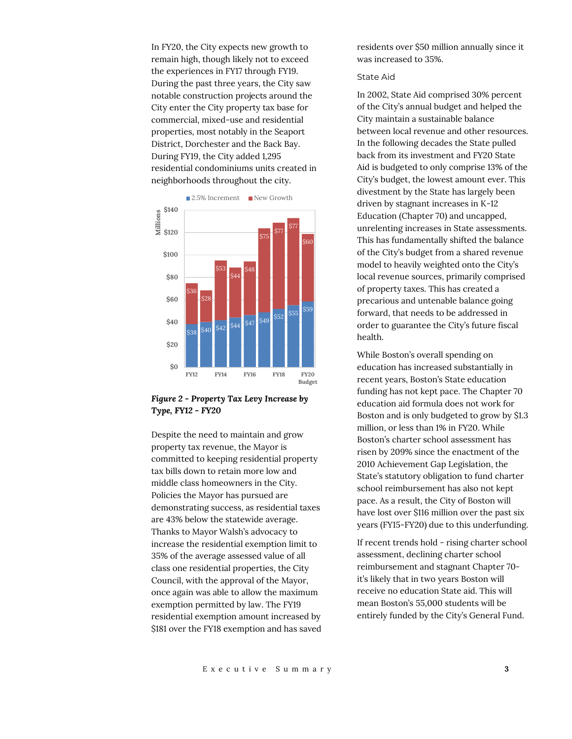In FY20, the City expects new growth to remain high, though likely not to exceed the experiences in FY17 through FY19. During the past three years, the City saw notable construction projects around the City enter the City property tax base for commercial, mixed-use and residential properties, most notably in the Seaport District, Dorchester and the Back Bay. During FY19, the City added 1,295 residential condominiums units created in neighborhoods throughout the city.

| Fiscal Year | 2.5% Increment (Millions) | New Growth (Millions) |
|---|---|---|
| FY12 | $38 | $36 |
| FY13 | $40 | $28 |
| FY14 | $42 | $53 |
| FY15 | $44 | $44 |
| FY16 | $47 | $48 |
| FY17 | $49 | $75 |
| FY18 | $52 | $77 |
| FY19 | $55 | $77 |
| FY20 Budget | $59 | $60 |

***Figure 2 - Property Tax Levy Increase by Type, FY12 - FY20***

Despite the need to maintain and grow property tax revenue, the Mayor is committed to keeping residential property tax bills down to retain more low and middle class homeowners in the City. Policies the Mayor has pursued are demonstrating success, as residential taxes are 43% below the statewide average. Thanks to Mayor Walsh's advocacy to increase the residential exemption limit to 35% of the average assessed value of all class one residential properties, the City Council, with the approval of the Mayor, once again was able to allow the maximum exemption permitted by law. The FY19 residential exemption amount increased by $181 over the FY18 exemption and has saved residents over $50 million annually since it was increased to 35%.

### State Aid

In 2002, State Aid comprised 30% percent of the City's annual budget and helped the City maintain a sustainable balance between local revenue and other resources. In the following decades the State pulled back from its investment and FY20 State Aid is budgeted to only comprise 13% of the City's budget, the lowest amount ever. This divestment by the State has largely been driven by stagnant increases in K-12 Education (Chapter 70) and uncapped, unrelenting increases in State assessments. This has fundamentally shifted the balance of the City's budget from a shared revenue model to heavily weighted onto the City's local revenue sources, primarily comprised of property taxes. This has created a precarious and untenable balance going forward, that needs to be addressed in order to guarantee the City's future fiscal health.

While Boston's overall spending on education has increased substantially in recent years, Boston's State education funding has not kept pace. The Chapter 70 education aid formula does not work for Boston and is only budgeted to grow by $1.3 million, or less than 1% in FY20. While Boston's charter school assessment has risen by 209% since the enactment of the 2010 Achievement Gap Legislation, the State's statutory obligation to fund charter school reimbursement has also not kept pace. As a result, the City of Boston will have lost over $116 million over the past six years (FY15-FY20) due to this underfunding.

If recent trends hold - rising charter school assessment, declining charter school reimbursement and stagnant Chapter 70- it's likely that in two years Boston will receive no education State aid. This will mean Boston's 55,000 students will be entirely funded by the City's General Fund.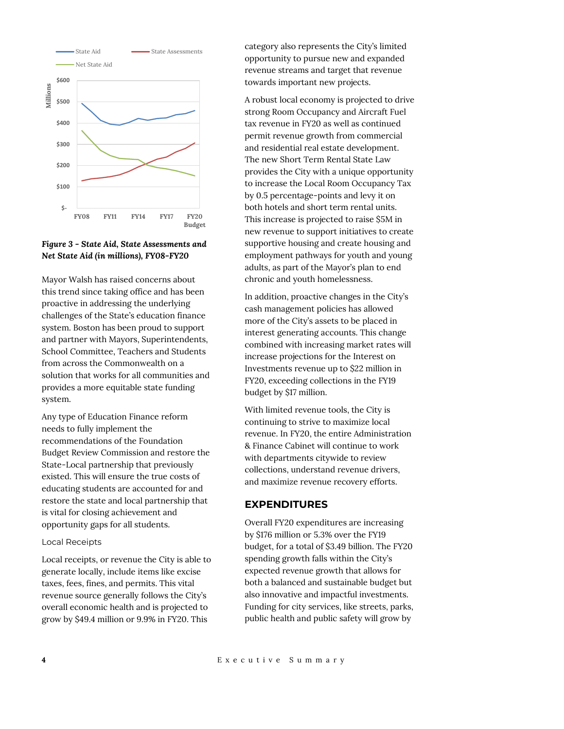*Figure 3 - State Aid, State Assessments and Net State Aid (in millions), FY08-FY20*

Mayor Walsh has raised concerns about this trend since taking office and has been proactive in addressing the underlying challenges of the State's education finance system. Boston has been proud to support and partner with Mayors, Superintendents, School Committee, Teachers and Students from across the Commonwealth on a solution that works for all communities and provides a more equitable state funding system.

Any type of Education Finance reform needs to fully implement the recommendations of the Foundation Budget Review Commission and restore the State-Local partnership that previously existed. This will ensure the true costs of educating students are accounted for and restore the state and local partnership that is vital for closing achievement and opportunity gaps for all students.

### Local Receipts

Local receipts, or revenue the City is able to generate locally, include items like excise taxes, fees, fines, and permits. This vital revenue source generally follows the City's overall economic health and is projected to grow by $49.4 million or 9.9% in FY20. This category also represents the City's limited opportunity to pursue new and expanded revenue streams and target that revenue towards important new projects.

A robust local economy is projected to drive strong Room Occupancy and Aircraft Fuel tax revenue in FY20 as well as continued permit revenue growth from commercial and residential real estate development. The new Short Term Rental State Law provides the City with a unique opportunity to increase the Local Room Occupancy Tax by 0.5 percentage-points and levy it on both hotels and short term rental units. This increase is projected to raise $5M in new revenue to support initiatives to create supportive housing and create housing and employment pathways for youth and young adults, as part of the Mayor's plan to end chronic and youth homelessness.

In addition, proactive changes in the City's cash management policies has allowed more of the City's assets to be placed in interest generating accounts. This change combined with increasing market rates will increase projections for the Interest on Investments revenue up to $22 million in FY20, exceeding collections in the FY19 budget by $17 million.

With limited revenue tools, the City is continuing to strive to maximize local revenue. In FY20, the entire Administration & Finance Cabinet will continue to work with departments citywide to review collections, understand revenue drivers, and maximize revenue recovery efforts.

## EXPENDITURES

Overall FY20 expenditures are increasing by $176 million or 5.3% over the FY19 budget, for a total of $3.49 billion. The FY20 spending growth falls within the City's expected revenue growth that allows for both a balanced and sustainable budget but also innovative and impactful investments. Funding for city services, like streets, parks, public health and public safety will grow by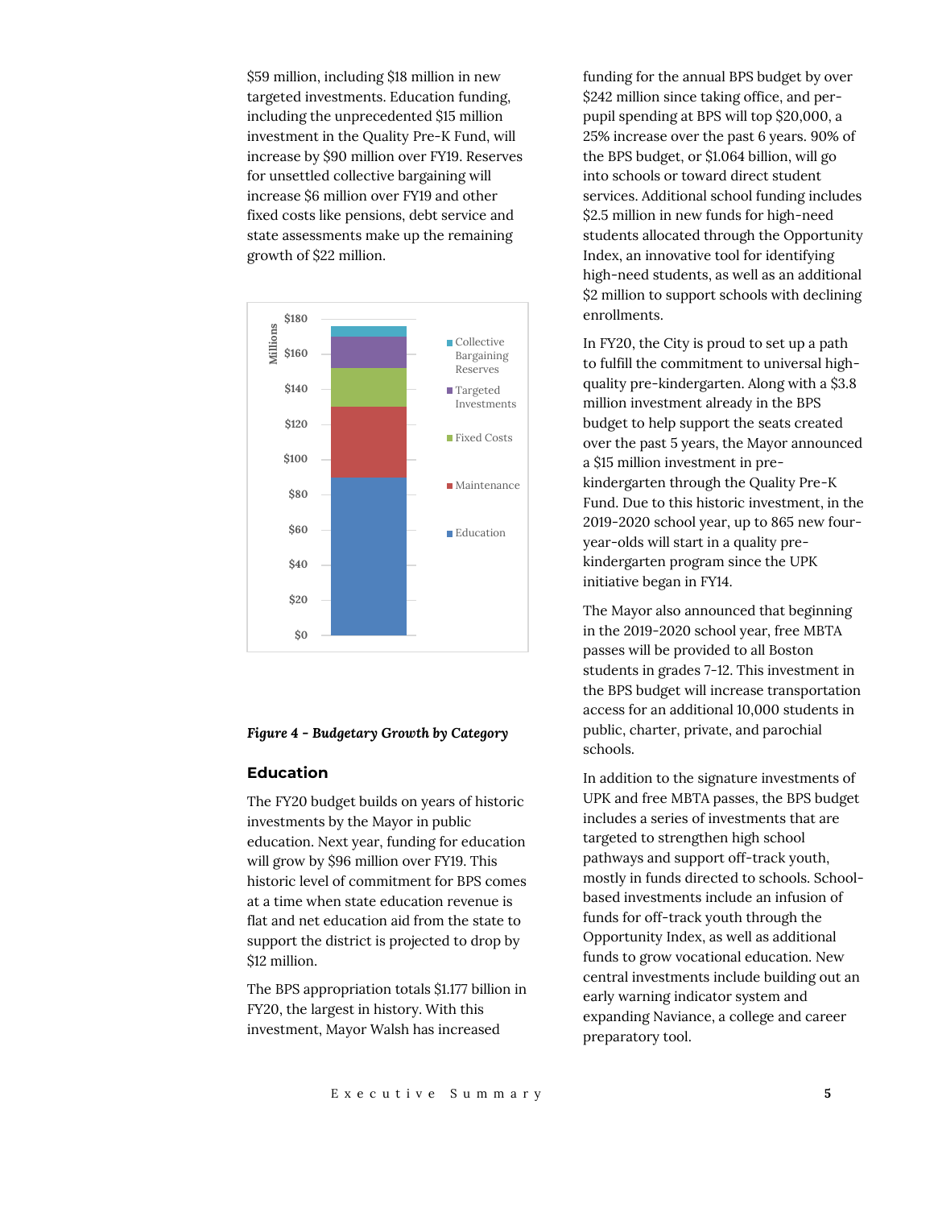$59 million, including $18 million in new targeted investments. Education funding, including the unprecedented $15 million investment in the Quality Pre-K Fund, will increase by $90 million over FY19. Reserves for unsettled collective bargaining will increase $6 million over FY19 and other fixed costs like pensions, debt service and state assessments make up the remaining growth of $22 million.

*Figure 4 - Budgetary Growth by Category*

## Education

The FY20 budget builds on years of historic investments by the Mayor in public education. Next year, funding for education will grow by $96 million over FY19. This historic level of commitment for BPS comes at a time when state education revenue is flat and net education aid from the state to support the district is projected to drop by $12 million.

The BPS appropriation totals $1.177 billion in FY20, the largest in history. With this investment, Mayor Walsh has increased funding for the annual BPS budget by over $242 million since taking office, and per-pupil spending at BPS will top $20,000, a 25% increase over the past 6 years. 90% of the BPS budget, or $1.064 billion, will go into schools or toward direct student services. Additional school funding includes $2.5 million in new funds for high-need students allocated through the Opportunity Index, an innovative tool for identifying high-need students, as well as an additional $2 million to support schools with declining enrollments.

In FY20, the City is proud to set up a path to fulfill the commitment to universal high-quality pre-kindergarten. Along with a $3.8 million investment already in the BPS budget to help support the seats created over the past 5 years, the Mayor announced a $15 million investment in pre-kindergarten through the Quality Pre-K Fund. Due to this historic investment, in the 2019-2020 school year, up to 865 new four-year-olds will start in a quality pre-kindergarten program since the UPK initiative began in FY14.

The Mayor also announced that beginning in the 2019-2020 school year, free MBTA passes will be provided to all Boston students in grades 7-12. This investment in the BPS budget will increase transportation access for an additional 10,000 students in public, charter, private, and parochial schools.

In addition to the signature investments of UPK and free MBTA passes, the BPS budget includes a series of investments that are targeted to strengthen high school pathways and support off-track youth, mostly in funds directed to schools. School-based investments include an infusion of funds for off-track youth through the Opportunity Index, as well as additional funds to grow vocational education. New central investments include building out an early warning indicator system and expanding Naviance, a college and career preparatory tool.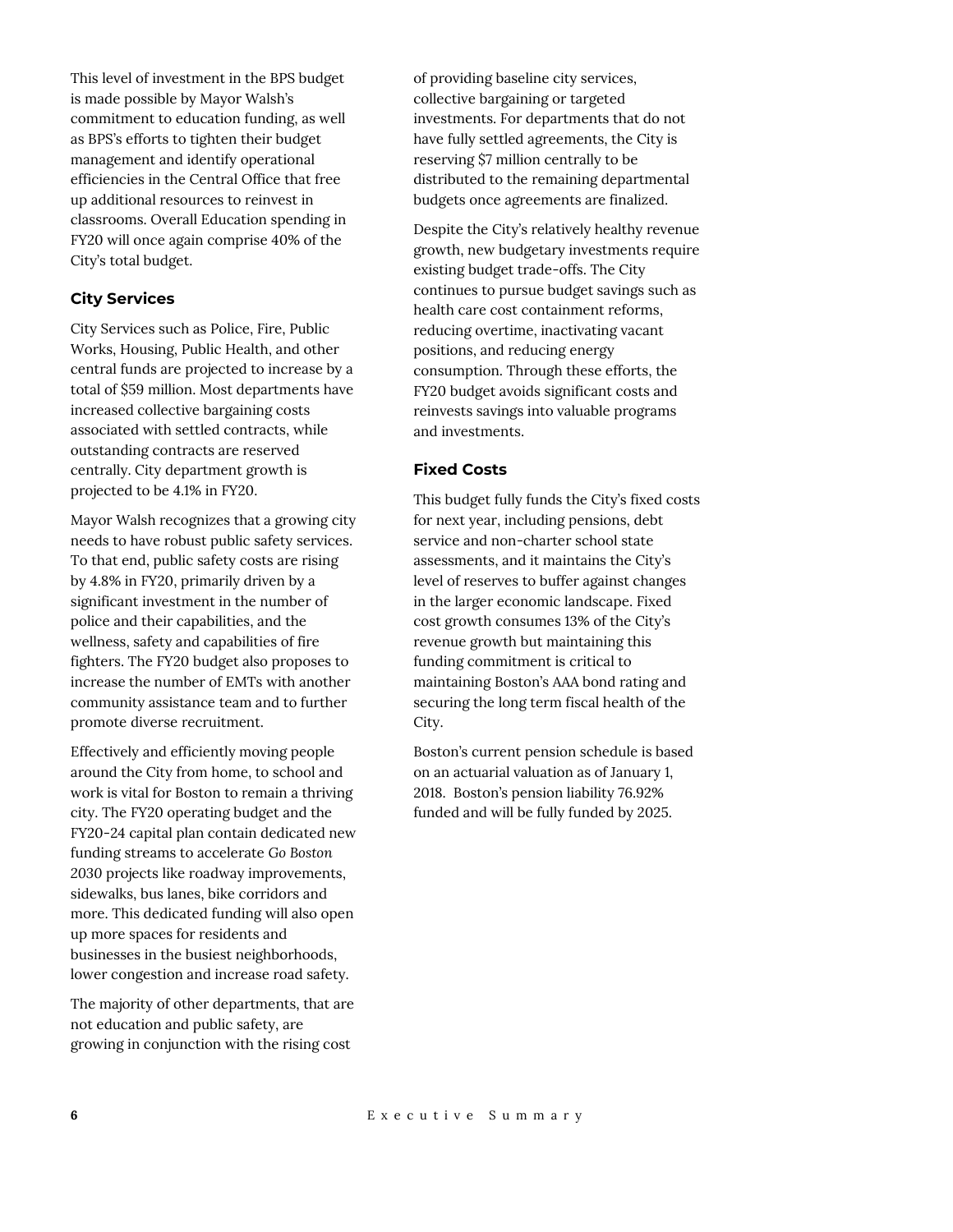This level of investment in the BPS budget is made possible by Mayor Walsh's commitment to education funding, as well as BPS's efforts to tighten their budget management and identify operational efficiencies in the Central Office that free up additional resources to reinvest in classrooms. Overall Education spending in FY20 will once again comprise 40% of the City's total budget.

### City Services

City Services such as Police, Fire, Public Works, Housing, Public Health, and other central funds are projected to increase by a total of $59 million. Most departments have increased collective bargaining costs associated with settled contracts, while outstanding contracts are reserved centrally. City department growth is projected to be 4.1% in FY20.

Mayor Walsh recognizes that a growing city needs to have robust public safety services. To that end, public safety costs are rising by 4.8% in FY20, primarily driven by a significant investment in the number of police and their capabilities, and the wellness, safety and capabilities of fire fighters. The FY20 budget also proposes to increase the number of EMTs with another community assistance team and to further promote diverse recruitment.

Effectively and efficiently moving people around the City from home, to school and work is vital for Boston to remain a thriving city. The FY20 operating budget and the FY20-24 capital plan contain dedicated new funding streams to accelerate *Go Boston* 2030 projects like roadway improvements, sidewalks, bus lanes, bike corridors and more. This dedicated funding will also open up more spaces for residents and businesses in the busiest neighborhoods, lower congestion and increase road safety.

The majority of other departments, that are not education and public safety, are growing in conjunction with the rising cost of providing baseline city services, collective bargaining or targeted investments. For departments that do not have fully settled agreements, the City is reserving $7 million centrally to be distributed to the remaining departmental budgets once agreements are finalized.

Despite the City's relatively healthy revenue growth, new budgetary investments require existing budget trade-offs. The City continues to pursue budget savings such as health care cost containment reforms, reducing overtime, inactivating vacant positions, and reducing energy consumption. Through these efforts, the FY20 budget avoids significant costs and reinvests savings into valuable programs and investments.

### Fixed Costs

This budget fully funds the City's fixed costs for next year, including pensions, debt service and non-charter school state assessments, and it maintains the City's level of reserves to buffer against changes in the larger economic landscape. Fixed cost growth consumes 13% of the City's revenue growth but maintaining this funding commitment is critical to maintaining Boston's AAA bond rating and securing the long term fiscal health of the City.

Boston's current pension schedule is based on an actuarial valuation as of January 1, 2018. Boston's pension liability 76.92% funded and will be fully funded by 2025.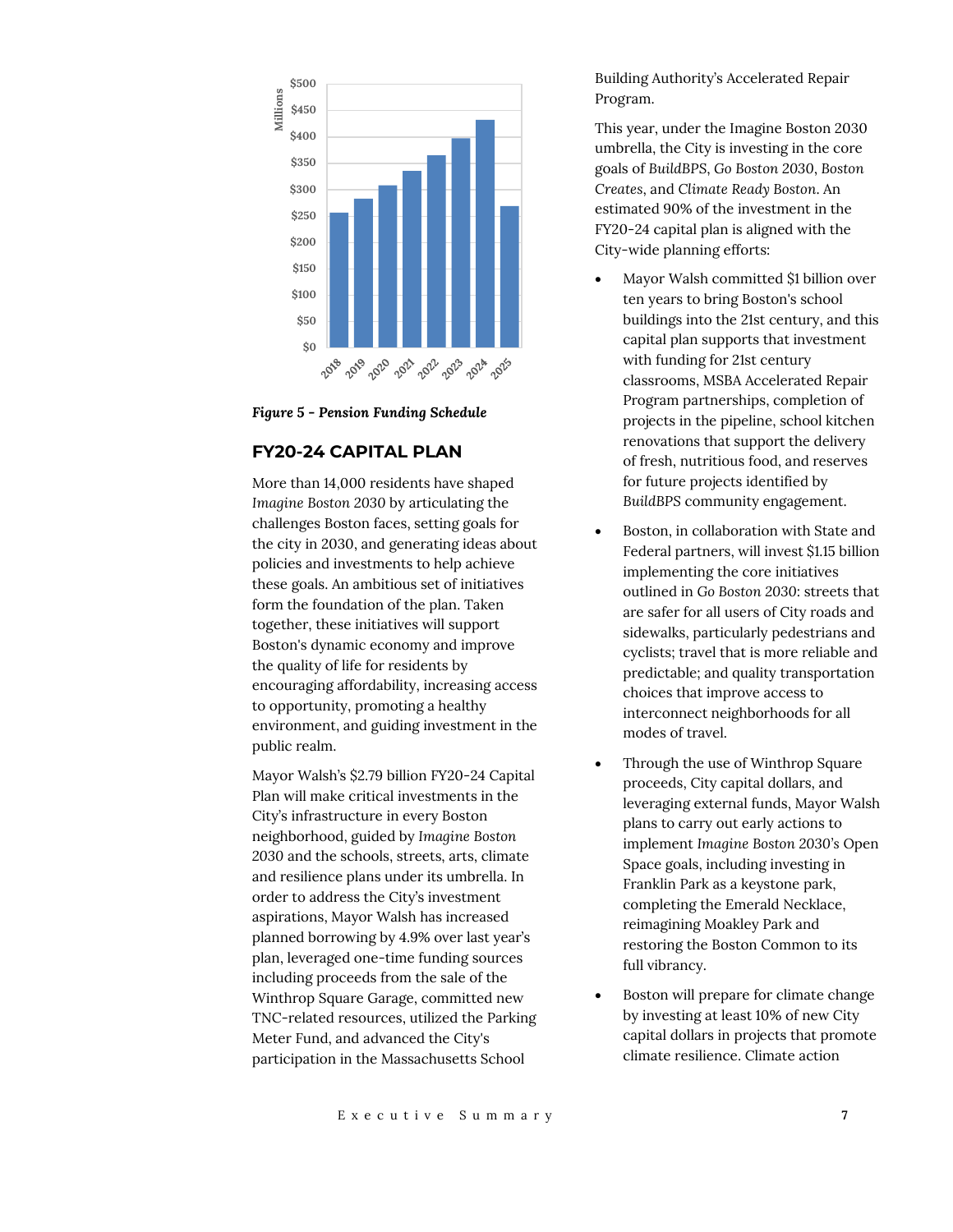*Figure 5 - Pension Funding Schedule*

## FY20-24 CAPITAL PLAN

More than 14,000 residents have shaped *Imagine Boston 2030* by articulating the challenges Boston faces, setting goals for the city in 2030, and generating ideas about policies and investments to help achieve these goals. An ambitious set of initiatives form the foundation of the plan. Taken together, these initiatives will support Boston's dynamic economy and improve the quality of life for residents by encouraging affordability, increasing access to opportunity, promoting a healthy environment, and guiding investment in the public realm.

Mayor Walsh's $2.79 billion FY20-24 Capital Plan will make critical investments in the City's infrastructure in every Boston neighborhood, guided by *Imagine Boston* 2030 and the schools, streets, arts, climate and resilience plans under its umbrella. In order to address the City's investment aspirations, Mayor Walsh has increased planned borrowing by 4.9% over last year's plan, leveraged one-time funding sources including proceeds from the sale of the Winthrop Square Garage, committed new TNC-related resources, utilized the Parking Meter Fund, and advanced the City's participation in the Massachusetts School Building Authority's Accelerated Repair Program.

This year, under the Imagine Boston 2030 umbrella, the City is investing in the core goals of *BuildBPS*, *Go Boston* 2030, *Boston Creates*, and *Climate Ready Boston*. An estimated 90% of the investment in the FY20-24 capital plan is aligned with the City-wide planning efforts:

- Mayor Walsh committed $1 billion over ten years to bring Boston's school buildings into the 21st century, and this capital plan supports that investment with funding for 21st century classrooms, MSBA Accelerated Repair Program partnerships, completion of projects in the pipeline, school kitchen renovations that support the delivery of fresh, nutritious food, and reserves for future projects identified by *BuildBPS* community engagement.
- Boston, in collaboration with State and Federal partners, will invest $1.15 billion implementing the core initiatives outlined in *Go Boston* 2030: streets that are safer for all users of City roads and sidewalks, particularly pedestrians and cyclists; travel that is more reliable and predictable; and quality transportation choices that improve access to interconnect neighborhoods for all modes of travel.
- Through the use of Winthrop Square proceeds, City capital dollars, and leveraging external funds, Mayor Walsh plans to carry out early actions to implement *Imagine Boston* 2030's Open Space goals, including investing in Franklin Park as a keystone park, completing the Emerald Necklace, reimagining Moakley Park and restoring the Boston Common to its full vibrancy.
- Boston will prepare for climate change by investing at least 10% of new City capital dollars in projects that promote climate resilience. Climate action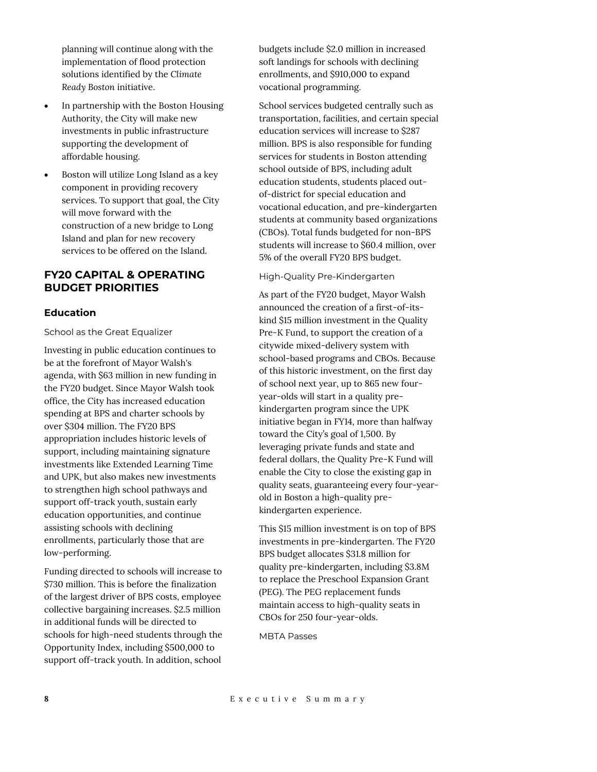planning will continue along with the implementation of flood protection solutions identified by the *Climate Ready Boston* initiative.

- In partnership with the Boston Housing Authority, the City will make new investments in public infrastructure supporting the development of affordable housing.
- Boston will utilize Long Island as a key component in providing recovery services. To support that goal, the City will move forward with the construction of a new bridge to Long Island and plan for new recovery services to be offered on the Island.

## FY20 CAPITAL & OPERATING BUDGET PRIORITIES

### Education

School as the Great Equalizer

Investing in public education continues to be at the forefront of Mayor Walsh's agenda, with $63 million in new funding in the FY20 budget. Since Mayor Walsh took office, the City has increased education spending at BPS and charter schools by over $304 million. The FY20 BPS appropriation includes historic levels of support, including maintaining signature investments like Extended Learning Time and UPK, but also makes new investments to strengthen high school pathways and support off-track youth, sustain early education opportunities, and continue assisting schools with declining enrollments, particularly those that are low-performing.

Funding directed to schools will increase to $730 million. This is before the finalization of the largest driver of BPS costs, employee collective bargaining increases. $2.5 million in additional funds will be directed to schools for high-need students through the Opportunity Index, including $500,000 to support off-track youth. In addition, school budgets include $2.0 million in increased soft landings for schools with declining enrollments, and $910,000 to expand vocational programming.

School services budgeted centrally such as transportation, facilities, and certain special education services will increase to $287 million. BPS is also responsible for funding services for students in Boston attending school outside of BPS, including adult education students, students placed out-of-district for special education and vocational education, and pre-kindergarten students at community based organizations (CBOs). Total funds budgeted for non-BPS students will increase to $60.4 million, over 5% of the overall FY20 BPS budget.

High-Quality Pre-Kindergarten

As part of the FY20 budget, Mayor Walsh announced the creation of a first-of-its-kind $15 million investment in the Quality Pre-K Fund, to support the creation of a citywide mixed-delivery system with school-based programs and CBOs. Because of this historic investment, on the first day of school next year, up to 865 new four-year-olds will start in a quality pre-kindergarten program since the UPK initiative began in FY14, more than halfway toward the City's goal of 1,500. By leveraging private funds and state and federal dollars, the Quality Pre-K Fund will enable the City to close the existing gap in quality seats, guaranteeing every four-year-old in Boston a high-quality pre-kindergarten experience.

This $15 million investment is on top of BPS investments in pre-kindergarten. The FY20 BPS budget allocates $31.8 million for quality pre-kindergarten, including $3.8M to replace the Preschool Expansion Grant (PEG). The PEG replacement funds maintain access to high-quality seats in CBOs for 250 four-year-olds.

MBTA Passes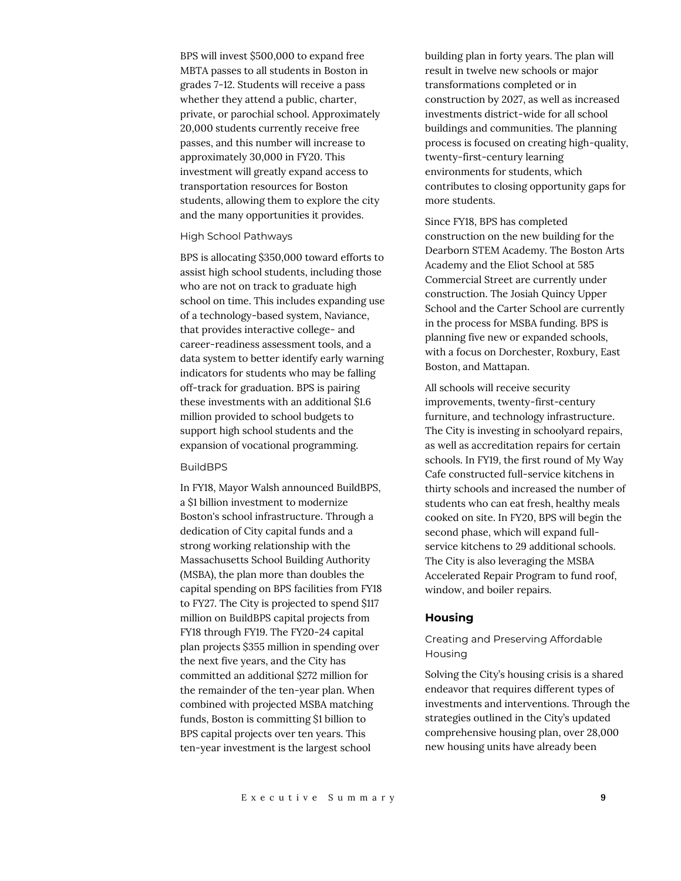BPS will invest $500,000 to expand free MBTA passes to all students in Boston in grades 7-12. Students will receive a pass whether they attend a public, charter, private, or parochial school. Approximately 20,000 students currently receive free passes, and this number will increase to approximately 30,000 in FY20. This investment will greatly expand access to transportation resources for Boston students, allowing them to explore the city and the many opportunities it provides.

#### High School Pathways

BPS is allocating $350,000 toward efforts to assist high school students, including those who are not on track to graduate high school on time. This includes expanding use of a technology-based system, Naviance, that provides interactive college- and career-readiness assessment tools, and a data system to better identify early warning indicators for students who may be falling off-track for graduation. BPS is pairing these investments with an additional $1.6 million provided to school budgets to support high school students and the expansion of vocational programming.

#### BuildBPS

In FY18, Mayor Walsh announced BuildBPS, a $1 billion investment to modernize Boston's school infrastructure. Through a dedication of City capital funds and a strong working relationship with the Massachusetts School Building Authority (MSBA), the plan more than doubles the capital spending on BPS facilities from FY18 to FY27. The City is projected to spend $117 million on BuildBPS capital projects from FY18 through FY19. The FY20-24 capital plan projects $355 million in spending over the next five years, and the City has committed an additional $272 million for the remainder of the ten-year plan. When combined with projected MSBA matching funds, Boston is committing $1 billion to BPS capital projects over ten years. This ten-year investment is the largest school building plan in forty years. The plan will result in twelve new schools or major transformations completed or in construction by 2027, as well as increased investments district-wide for all school buildings and communities. The planning process is focused on creating high-quality, twenty-first-century learning environments for students, which contributes to closing opportunity gaps for more students.

Since FY18, BPS has completed construction on the new building for the Dearborn STEM Academy. The Boston Arts Academy and the Eliot School at 585 Commercial Street are currently under construction. The Josiah Quincy Upper School and the Carter School are currently in the process for MSBA funding. BPS is planning five new or expanded schools, with a focus on Dorchester, Roxbury, East Boston, and Mattapan.

All schools will receive security improvements, twenty-first-century furniture, and technology infrastructure. The City is investing in schoolyard repairs, as well as accreditation repairs for certain schools. In FY19, the first round of My Way Cafe constructed full-service kitchens in thirty schools and increased the number of students who can eat fresh, healthy meals cooked on site. In FY20, BPS will begin the second phase, which will expand full-service kitchens to 29 additional schools. The City is also leveraging the MSBA Accelerated Repair Program to fund roof, window, and boiler repairs.

### Housing

#### Creating and Preserving Affordable Housing

Solving the City's housing crisis is a shared endeavor that requires different types of investments and interventions. Through the strategies outlined in the City's updated comprehensive housing plan, over 28,000 new housing units have already been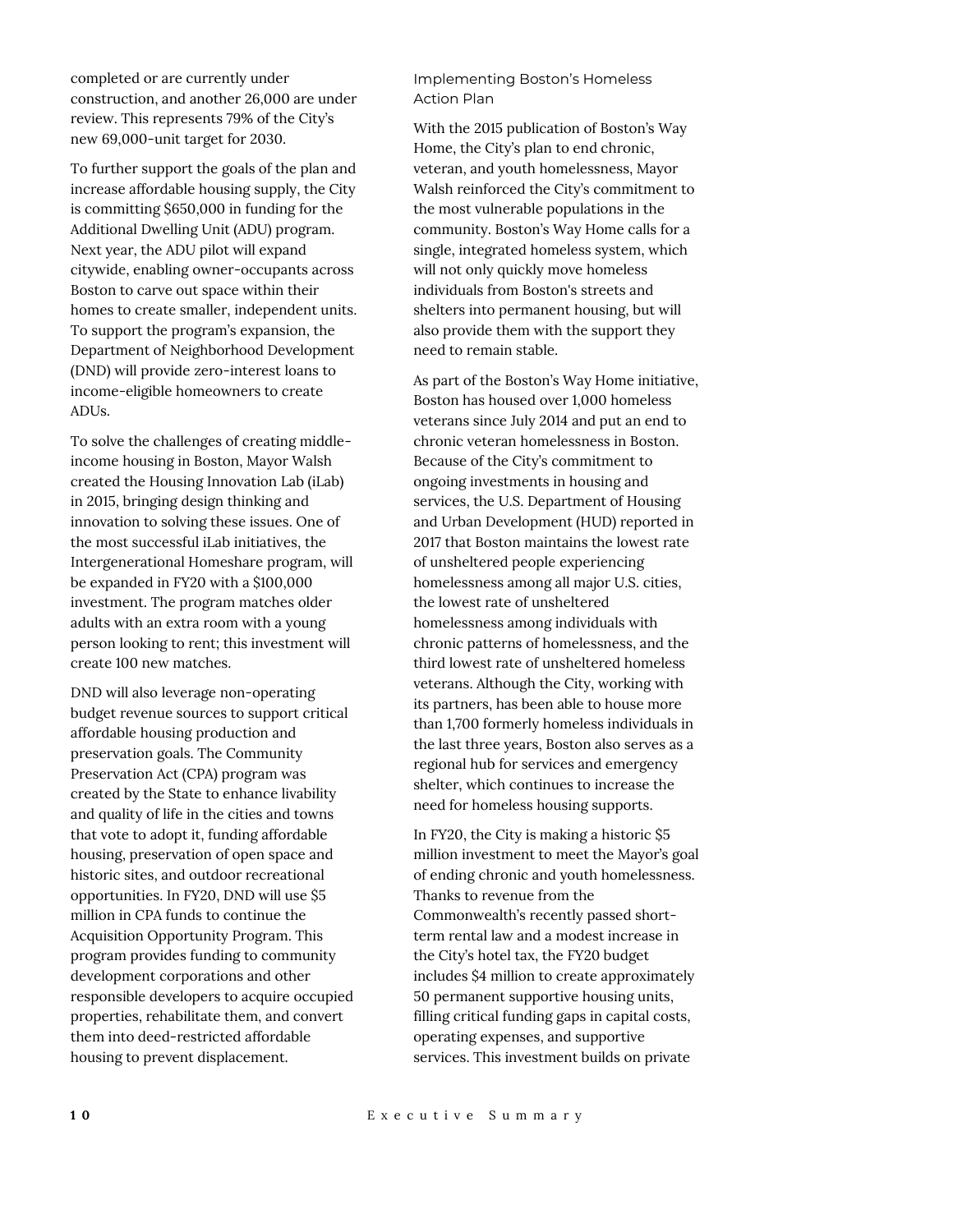completed or are currently under construction, and another 26,000 are under review. This represents 79% of the City's new 69,000-unit target for 2030.

To further support the goals of the plan and increase affordable housing supply, the City is committing $650,000 in funding for the Additional Dwelling Unit (ADU) program. Next year, the ADU pilot will expand citywide, enabling owner-occupants across Boston to carve out space within their homes to create smaller, independent units. To support the program's expansion, the Department of Neighborhood Development (DND) will provide zero-interest loans to income-eligible homeowners to create ADUs.

To solve the challenges of creating middle-income housing in Boston, Mayor Walsh created the Housing Innovation Lab (iLab) in 2015, bringing design thinking and innovation to solving these issues. One of the most successful iLab initiatives, the Intergenerational Homeshare program, will be expanded in FY20 with a $100,000 investment. The program matches older adults with an extra room with a young person looking to rent; this investment will create 100 new matches.

DND will also leverage non-operating budget revenue sources to support critical affordable housing production and preservation goals. The Community Preservation Act (CPA) program was created by the State to enhance livability and quality of life in the cities and towns that vote to adopt it, funding affordable housing, preservation of open space and historic sites, and outdoor recreational opportunities. In FY20, DND will use $5 million in CPA funds to continue the Acquisition Opportunity Program. This program provides funding to community development corporations and other responsible developers to acquire occupied properties, rehabilitate them, and convert them into deed-restricted affordable housing to prevent displacement.

### Implementing Boston's Homeless Action Plan

With the 2015 publication of Boston's Way Home, the City's plan to end chronic, veteran, and youth homelessness, Mayor Walsh reinforced the City's commitment to the most vulnerable populations in the community. Boston's Way Home calls for a single, integrated homeless system, which will not only quickly move homeless individuals from Boston's streets and shelters into permanent housing, but will also provide them with the support they need to remain stable.

As part of the Boston's Way Home initiative, Boston has housed over 1,000 homeless veterans since July 2014 and put an end to chronic veteran homelessness in Boston. Because of the City's commitment to ongoing investments in housing and services, the U.S. Department of Housing and Urban Development (HUD) reported in 2017 that Boston maintains the lowest rate of unsheltered people experiencing homelessness among all major U.S. cities, the lowest rate of unsheltered homelessness among individuals with chronic patterns of homelessness, and the third lowest rate of unsheltered homeless veterans. Although the City, working with its partners, has been able to house more than 1,700 formerly homeless individuals in the last three years, Boston also serves as a regional hub for services and emergency shelter, which continues to increase the need for homeless housing supports.

In FY20, the City is making a historic $5 million investment to meet the Mayor's goal of ending chronic and youth homelessness. Thanks to revenue from the Commonwealth's recently passed short-term rental law and a modest increase in the City's hotel tax, the FY20 budget includes $4 million to create approximately 50 permanent supportive housing units, filling critical funding gaps in capital costs, operating expenses, and supportive services. This investment builds on private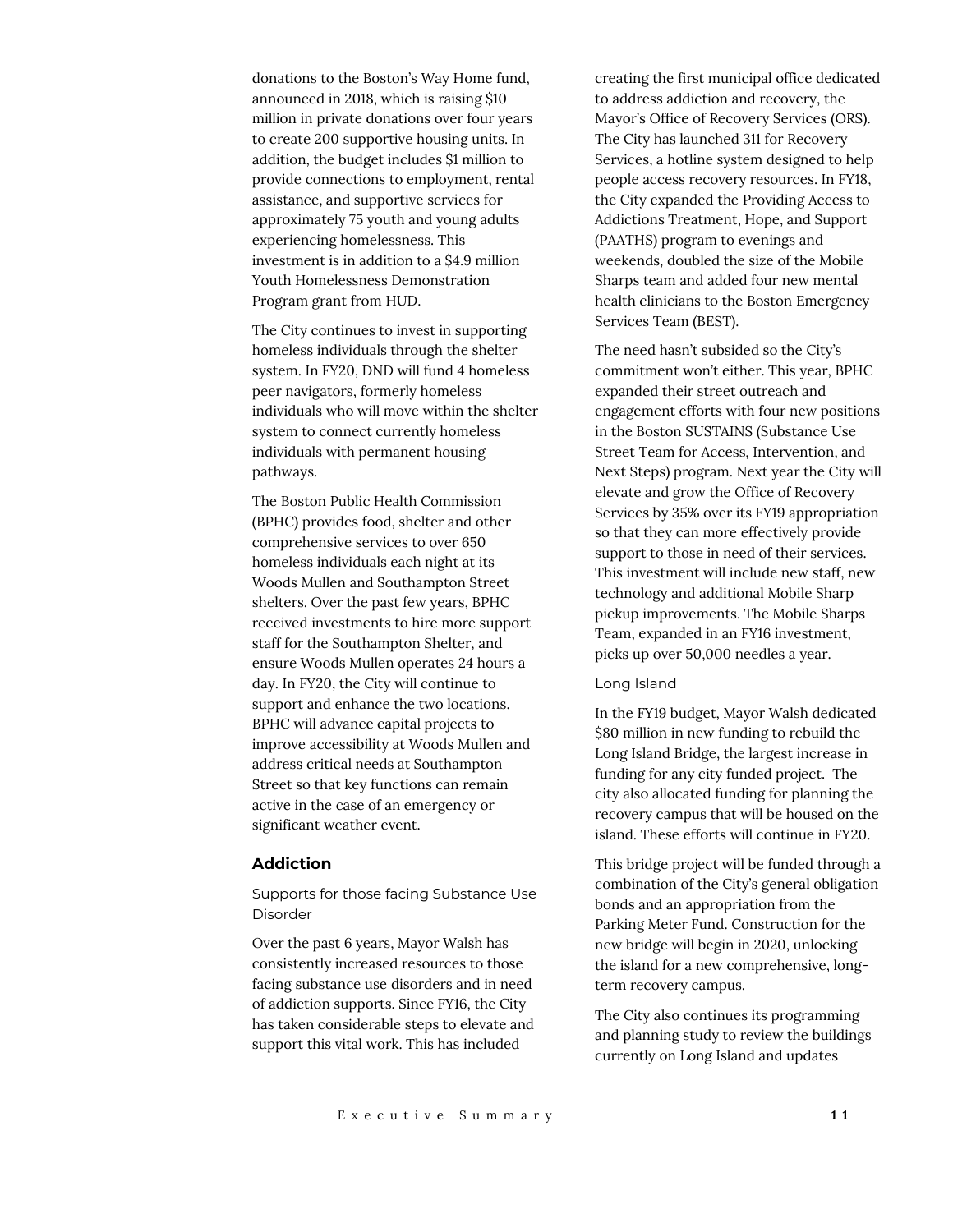donations to the Boston's Way Home fund, announced in 2018, which is raising $10 million in private donations over four years to create 200 supportive housing units. In addition, the budget includes $1 million to provide connections to employment, rental assistance, and supportive services for approximately 75 youth and young adults experiencing homelessness. This investment is in addition to a $4.9 million Youth Homelessness Demonstration Program grant from HUD.

The City continues to invest in supporting homeless individuals through the shelter system. In FY20, DND will fund 4 homeless peer navigators, formerly homeless individuals who will move within the shelter system to connect currently homeless individuals with permanent housing pathways.

The Boston Public Health Commission (BPHC) provides food, shelter and other comprehensive services to over 650 homeless individuals each night at its Woods Mullen and Southampton Street shelters. Over the past few years, BPHC received investments to hire more support staff for the Southampton Shelter, and ensure Woods Mullen operates 24 hours a day. In FY20, the City will continue to support and enhance the two locations. BPHC will advance capital projects to improve accessibility at Woods Mullen and address critical needs at Southampton Street so that key functions can remain active in the case of an emergency or significant weather event.

### Addiction

#### Supports for those facing Substance Use Disorder

Over the past 6 years, Mayor Walsh has consistently increased resources to those facing substance use disorders and in need of addiction supports. Since FY16, the City has taken considerable steps to elevate and support this vital work. This has included creating the first municipal office dedicated to address addiction and recovery, the Mayor's Office of Recovery Services (ORS). The City has launched 311 for Recovery Services, a hotline system designed to help people access recovery resources. In FY18, the City expanded the Providing Access to Addictions Treatment, Hope, and Support (PAATHS) program to evenings and weekends, doubled the size of the Mobile Sharps team and added four new mental health clinicians to the Boston Emergency Services Team (BEST).

The need hasn't subsided so the City's commitment won't either. This year, BPHC expanded their street outreach and engagement efforts with four new positions in the Boston SUSTAINS (Substance Use Street Team for Access, Intervention, and Next Steps) program. Next year the City will elevate and grow the Office of Recovery Services by 35% over its FY19 appropriation so that they can more effectively provide support to those in need of their services. This investment will include new staff, new technology and additional Mobile Sharp pickup improvements. The Mobile Sharps Team, expanded in an FY16 investment, picks up over 50,000 needles a year.

#### Long Island

In the FY19 budget, Mayor Walsh dedicated $80 million in new funding to rebuild the Long Island Bridge, the largest increase in funding for any city funded project. The city also allocated funding for planning the recovery campus that will be housed on the island. These efforts will continue in FY20.

This bridge project will be funded through a combination of the City's general obligation bonds and an appropriation from the Parking Meter Fund. Construction for the new bridge will begin in 2020, unlocking the island for a new comprehensive, long-term recovery campus.

The City also continues its programming and planning study to review the buildings currently on Long Island and updates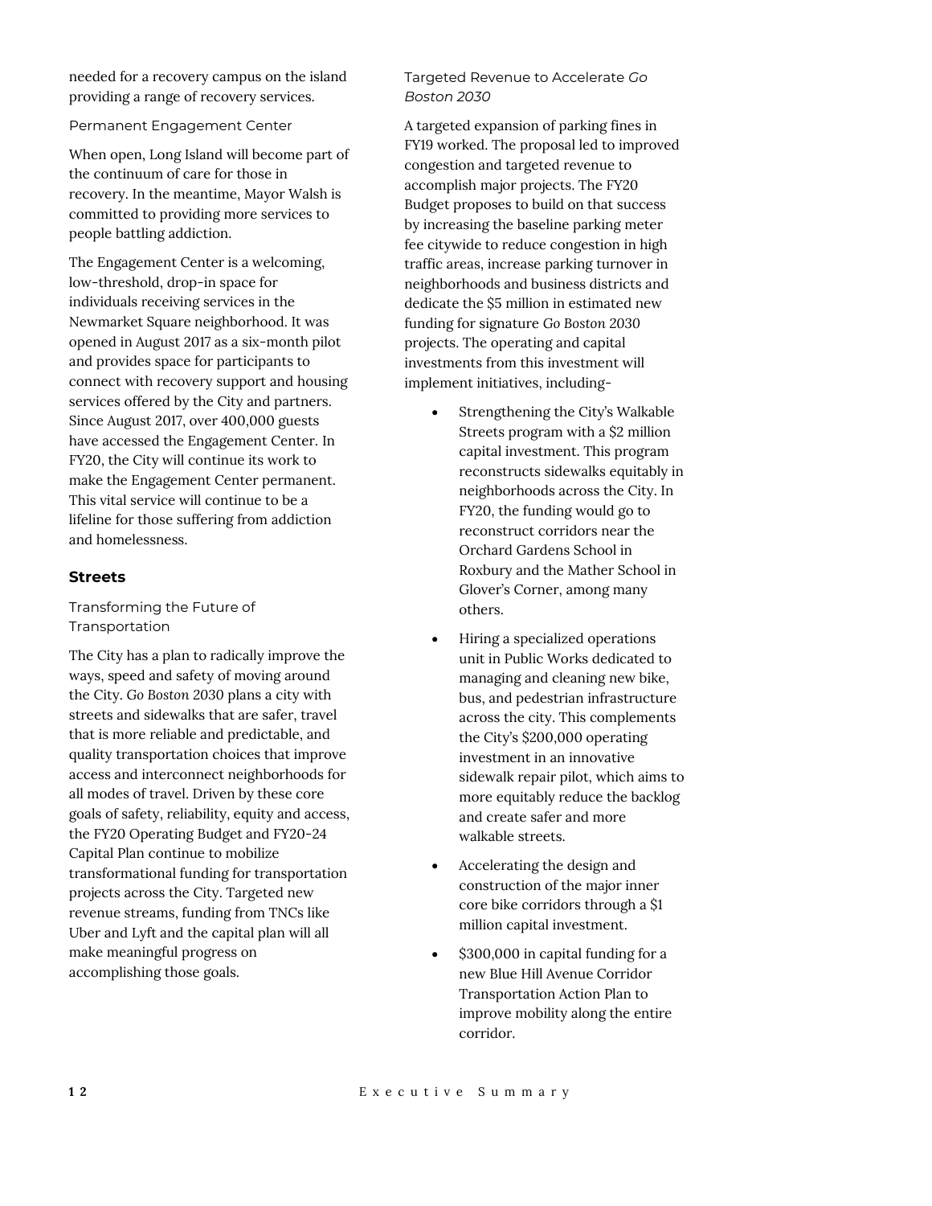needed for a recovery campus on the island providing a range of recovery services.

### Permanent Engagement Center

When open, Long Island will become part of the continuum of care for those in recovery. In the meantime, Mayor Walsh is committed to providing more services to people battling addiction.

The Engagement Center is a welcoming, low-threshold, drop-in space for individuals receiving services in the Newmarket Square neighborhood. It was opened in August 2017 as a six-month pilot and provides space for participants to connect with recovery support and housing services offered by the City and partners. Since August 2017, over 400,000 guests have accessed the Engagement Center. In FY20, the City will continue its work to make the Engagement Center permanent. This vital service will continue to be a lifeline for those suffering from addiction and homelessness.

## Streets

### Transforming the Future of Transportation

The City has a plan to radically improve the ways, speed and safety of moving around the City. *Go Boston 2030* plans a city with streets and sidewalks that are safer, travel that is more reliable and predictable, and quality transportation choices that improve access and interconnect neighborhoods for all modes of travel. Driven by these core goals of safety, reliability, equity and access, the FY20 Operating Budget and FY20-24 Capital Plan continue to mobilize transformational funding for transportation projects across the City. Targeted new revenue streams, funding from TNCs like Uber and Lyft and the capital plan will all make meaningful progress on accomplishing those goals.

### Targeted Revenue to Accelerate *Go Boston 2030*

A targeted expansion of parking fines in FY19 worked. The proposal led to improved congestion and targeted revenue to accomplish major projects. The FY20 Budget proposes to build on that success by increasing the baseline parking meter fee citywide to reduce congestion in high traffic areas, increase parking turnover in neighborhoods and business districts and dedicate the $5 million in estimated new funding for signature *Go Boston 2030* projects. The operating and capital investments from this investment will implement initiatives, including-

- Strengthening the City's Walkable Streets program with a $2 million capital investment. This program reconstructs sidewalks equitably in neighborhoods across the City. In FY20, the funding would go to reconstruct corridors near the Orchard Gardens School in Roxbury and the Mather School in Glover's Corner, among many others.
- Hiring a specialized operations unit in Public Works dedicated to managing and cleaning new bike, bus, and pedestrian infrastructure across the city. This complements the City's $200,000 operating investment in an innovative sidewalk repair pilot, which aims to more equitably reduce the backlog and create safer and more walkable streets.
- Accelerating the design and construction of the major inner core bike corridors through a $1 million capital investment.
- $300,000 in capital funding for a new Blue Hill Avenue Corridor Transportation Action Plan to improve mobility along the entire corridor.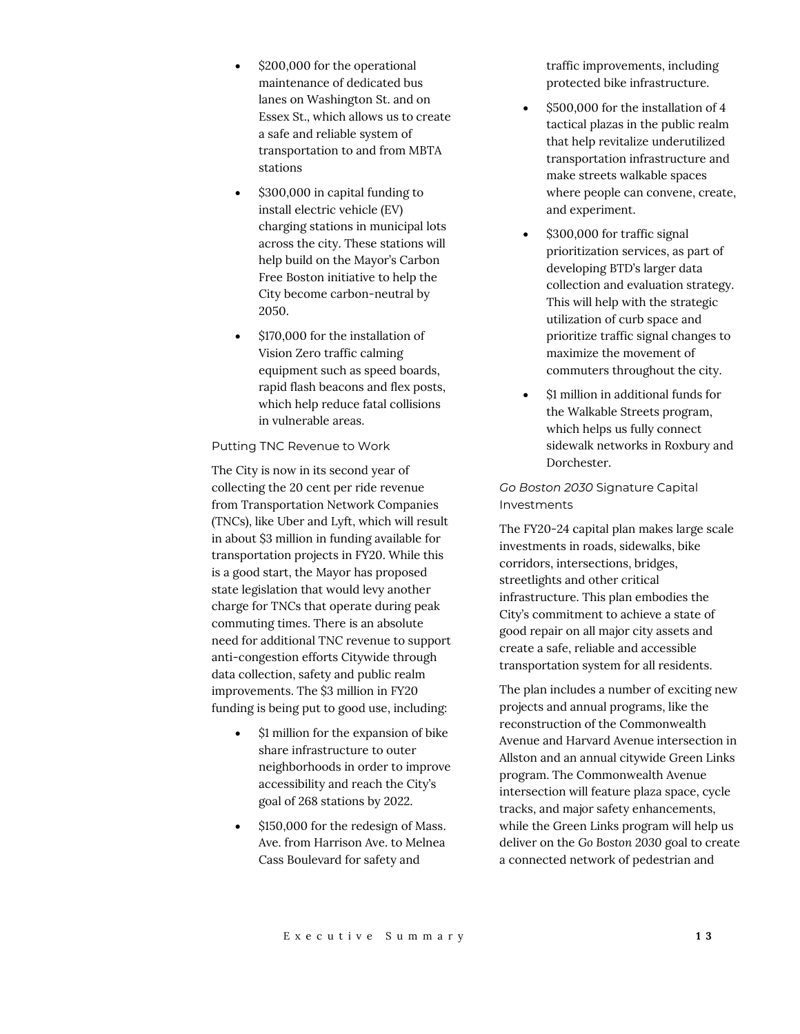- $200,000 for the operational maintenance of dedicated bus lanes on Washington St. and on Essex St., which allows us to create a safe and reliable system of transportation to and from MBTA stations
- $300,000 in capital funding to install electric vehicle (EV) charging stations in municipal lots across the city. These stations will help build on the Mayor's Carbon Free Boston initiative to help the City become carbon-neutral by 2050.
- $170,000 for the installation of Vision Zero traffic calming equipment such as speed boards, rapid flash beacons and flex posts, which help reduce fatal collisions in vulnerable areas.

### Putting TNC Revenue to Work

The City is now in its second year of collecting the 20 cent per ride revenue from Transportation Network Companies (TNCs), like Uber and Lyft, which will result in about $3 million in funding available for transportation projects in FY20. While this is a good start, the Mayor has proposed state legislation that would levy another charge for TNCs that operate during peak commuting times. There is an absolute need for additional TNC revenue to support anti-congestion efforts Citywide through data collection, safety and public realm improvements. The $3 million in FY20 funding is being put to good use, including:

- $1 million for the expansion of bike share infrastructure to outer neighborhoods in order to improve accessibility and reach the City's goal of 268 stations by 2022.
- $150,000 for the redesign of Mass. Ave. from Harrison Ave. to Melnea Cass Boulevard for safety and traffic improvements, including protected bike infrastructure.
- $500,000 for the installation of 4 tactical plazas in the public realm that help revitalize underutilized transportation infrastructure and make streets walkable spaces where people can convene, create, and experiment.
- $300,000 for traffic signal prioritization services, as part of developing BTD's larger data collection and evaluation strategy. This will help with the strategic utilization of curb space and prioritize traffic signal changes to maximize the movement of commuters throughout the city.
- $1 million in additional funds for the Walkable Streets program, which helps us fully connect sidewalk networks in Roxbury and Dorchester.

### *Go Boston 2030* Signature Capital Investments

The FY20-24 capital plan makes large scale investments in roads, sidewalks, bike corridors, intersections, bridges, streetlights and other critical infrastructure. This plan embodies the City's commitment to achieve a state of good repair on all major city assets and create a safe, reliable and accessible transportation system for all residents.

The plan includes a number of exciting new projects and annual programs, like the reconstruction of the Commonwealth Avenue and Harvard Avenue intersection in Allston and an annual citywide Green Links program. The Commonwealth Avenue intersection will feature plaza space, cycle tracks, and major safety enhancements, while the Green Links program will help us deliver on the *Go Boston 2030* goal to create a connected network of pedestrian and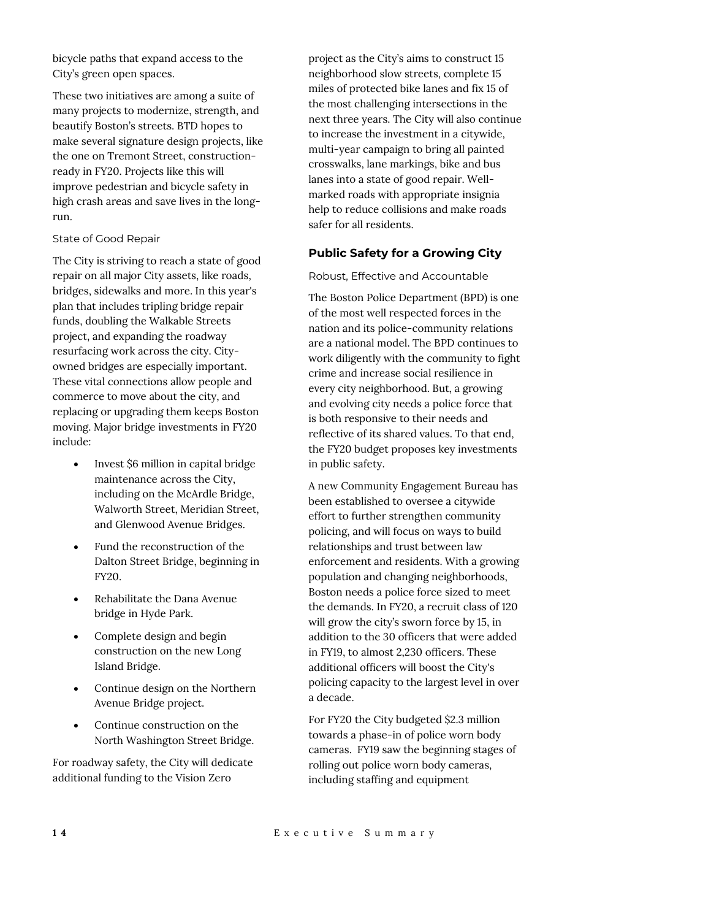bicycle paths that expand access to the City's green open spaces.

These two initiatives are among a suite of many projects to modernize, strength, and beautify Boston's streets. BTD hopes to make several signature design projects, like the one on Tremont Street, construction-ready in FY20. Projects like this will improve pedestrian and bicycle safety in high crash areas and save lives in the long-run.

#### State of Good Repair

The City is striving to reach a state of good repair on all major City assets, like roads, bridges, sidewalks and more. In this year's plan that includes tripling bridge repair funds, doubling the Walkable Streets project, and expanding the roadway resurfacing work across the city. City-owned bridges are especially important. These vital connections allow people and commerce to move about the city, and replacing or upgrading them keeps Boston moving. Major bridge investments in FY20 include:

- Invest $6 million in capital bridge maintenance across the City, including on the McArdle Bridge, Walworth Street, Meridian Street, and Glenwood Avenue Bridges.
- Fund the reconstruction of the Dalton Street Bridge, beginning in FY20.
- Rehabilitate the Dana Avenue bridge in Hyde Park.
- Complete design and begin construction on the new Long Island Bridge.
- Continue design on the Northern Avenue Bridge project.
- Continue construction on the North Washington Street Bridge.

For roadway safety, the City will dedicate additional funding to the Vision Zero project as the City's aims to construct 15 neighborhood slow streets, complete 15 miles of protected bike lanes and fix 15 of the most challenging intersections in the next three years. The City will also continue to increase the investment in a citywide, multi-year campaign to bring all painted crosswalks, lane markings, bike and bus lanes into a state of good repair. Well-marked roads with appropriate insignia help to reduce collisions and make roads safer for all residents.

### Public Safety for a Growing City

#### Robust, Effective and Accountable

The Boston Police Department (BPD) is one of the most well respected forces in the nation and its police-community relations are a national model. The BPD continues to work diligently with the community to fight crime and increase social resilience in every city neighborhood. But, a growing and evolving city needs a police force that is both responsive to their needs and reflective of its shared values. To that end, the FY20 budget proposes key investments in public safety.

A new Community Engagement Bureau has been established to oversee a citywide effort to further strengthen community policing, and will focus on ways to build relationships and trust between law enforcement and residents. With a growing population and changing neighborhoods, Boston needs a police force sized to meet the demands. In FY20, a recruit class of 120 will grow the city's sworn force by 15, in addition to the 30 officers that were added in FY19, to almost 2,230 officers. These additional officers will boost the City's policing capacity to the largest level in over a decade.

For FY20 the City budgeted $2.3 million towards a phase-in of police worn body cameras. FY19 saw the beginning stages of rolling out police worn body cameras, including staffing and equipment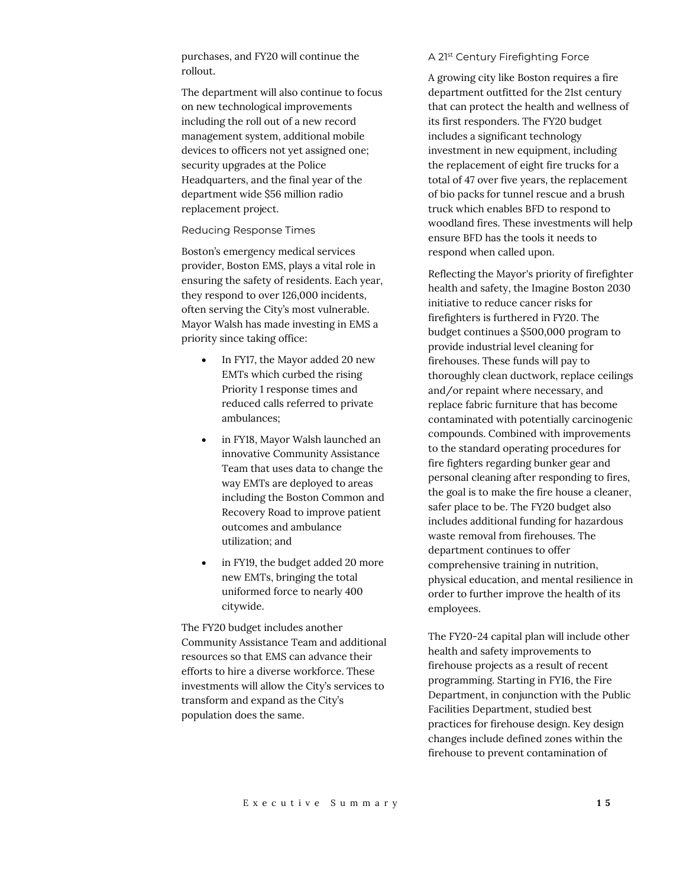purchases, and FY20 will continue the rollout.

The department will also continue to focus on new technological improvements including the roll out of a new record management system, additional mobile devices to officers not yet assigned one; security upgrades at the Police Headquarters, and the final year of the department wide $56 million radio replacement project.

### Reducing Response Times

Boston's emergency medical services provider, Boston EMS, plays a vital role in ensuring the safety of residents. Each year, they respond to over 126,000 incidents, often serving the City's most vulnerable. Mayor Walsh has made investing in EMS a priority since taking office:

- In FY17, the Mayor added 20 new EMTs which curbed the rising Priority 1 response times and reduced calls referred to private ambulances;
- in FY18, Mayor Walsh launched an innovative Community Assistance Team that uses data to change the way EMTs are deployed to areas including the Boston Common and Recovery Road to improve patient outcomes and ambulance utilization; and
- in FY19, the budget added 20 more new EMTs, bringing the total uniformed force to nearly 400 citywide.

The FY20 budget includes another Community Assistance Team and additional resources so that EMS can advance their efforts to hire a diverse workforce. These investments will allow the City's services to transform and expand as the City's population does the same.

### A 21st Century Firefighting Force

A growing city like Boston requires a fire department outfitted for the 21st century that can protect the health and wellness of its first responders. The FY20 budget includes a significant technology investment in new equipment, including the replacement of eight fire trucks for a total of 47 over five years, the replacement of bio packs for tunnel rescue and a brush truck which enables BFD to respond to woodland fires. These investments will help ensure BFD has the tools it needs to respond when called upon.

Reflecting the Mayor's priority of firefighter health and safety, the Imagine Boston 2030 initiative to reduce cancer risks for firefighters is furthered in FY20. The budget continues a $500,000 program to provide industrial level cleaning for firehouses. These funds will pay to thoroughly clean ductwork, replace ceilings and/or repaint where necessary, and replace fabric furniture that has become contaminated with potentially carcinogenic compounds. Combined with improvements to the standard operating procedures for fire fighters regarding bunker gear and personal cleaning after responding to fires, the goal is to make the fire house a cleaner, safer place to be. The FY20 budget also includes additional funding for hazardous waste removal from firehouses. The department continues to offer comprehensive training in nutrition, physical education, and mental resilience in order to further improve the health of its employees.

The FY20-24 capital plan will include other health and safety improvements to firehouse projects as a result of recent programming. Starting in FY16, the Fire Department, in conjunction with the Public Facilities Department, studied best practices for firehouse design. Key design changes include defined zones within the firehouse to prevent contamination of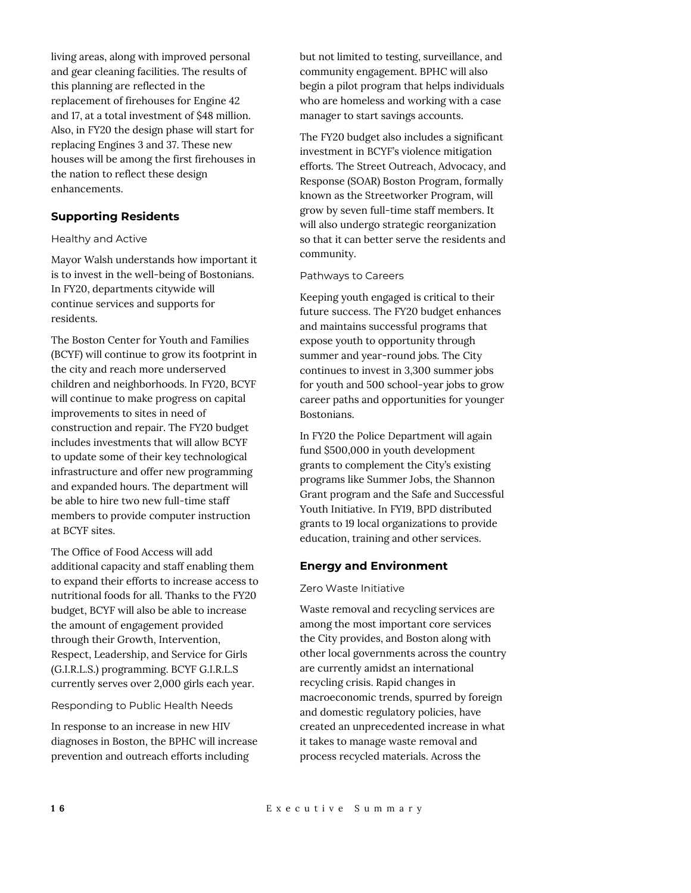living areas, along with improved personal and gear cleaning facilities. The results of this planning are reflected in the replacement of firehouses for Engine 42 and 17, at a total investment of $48 million. Also, in FY20 the design phase will start for replacing Engines 3 and 37. These new houses will be among the first firehouses in the nation to reflect these design enhancements.

## Supporting Residents

### Healthy and Active

Mayor Walsh understands how important it is to invest in the well-being of Bostonians. In FY20, departments citywide will continue services and supports for residents.

The Boston Center for Youth and Families (BCYF) will continue to grow its footprint in the city and reach more underserved children and neighborhoods. In FY20, BCYF will continue to make progress on capital improvements to sites in need of construction and repair. The FY20 budget includes investments that will allow BCYF to update some of their key technological infrastructure and offer new programming and expanded hours. The department will be able to hire two new full-time staff members to provide computer instruction at BCYF sites.

The Office of Food Access will add additional capacity and staff enabling them to expand their efforts to increase access to nutritional foods for all. Thanks to the FY20 budget, BCYF will also be able to increase the amount of engagement provided through their Growth, Intervention, Respect, Leadership, and Service for Girls (G.I.R.L.S.) programming. BCYF G.I.R.L.S currently serves over 2,000 girls each year.

### Responding to Public Health Needs

In response to an increase in new HIV diagnoses in Boston, the BPHC will increase prevention and outreach efforts including but not limited to testing, surveillance, and community engagement. BPHC will also begin a pilot program that helps individuals who are homeless and working with a case manager to start savings accounts.

The FY20 budget also includes a significant investment in BCYF's violence mitigation efforts. The Street Outreach, Advocacy, and Response (SOAR) Boston Program, formally known as the Streetworker Program, will grow by seven full-time staff members. It will also undergo strategic reorganization so that it can better serve the residents and community.

### Pathways to Careers

Keeping youth engaged is critical to their future success. The FY20 budget enhances and maintains successful programs that expose youth to opportunity through summer and year-round jobs. The City continues to invest in 3,300 summer jobs for youth and 500 school-year jobs to grow career paths and opportunities for younger Bostonians.

In FY20 the Police Department will again fund $500,000 in youth development grants to complement the City's existing programs like Summer Jobs, the Shannon Grant program and the Safe and Successful Youth Initiative. In FY19, BPD distributed grants to 19 local organizations to provide education, training and other services.

## Energy and Environment

### Zero Waste Initiative

Waste removal and recycling services are among the most important core services the City provides, and Boston along with other local governments across the country are currently amidst an international recycling crisis. Rapid changes in macroeconomic trends, spurred by foreign and domestic regulatory policies, have created an unprecedented increase in what it takes to manage waste removal and process recycled materials. Across the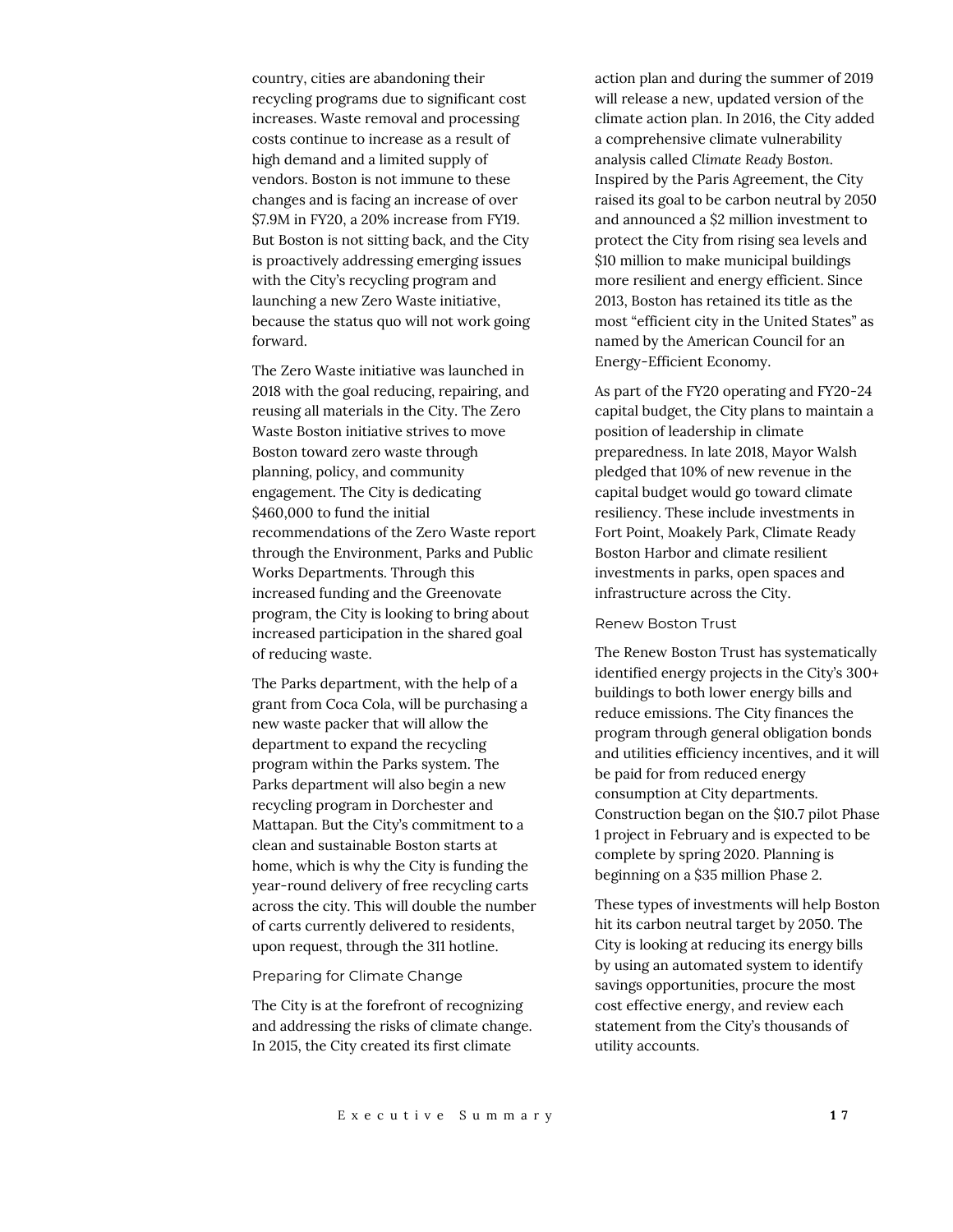country, cities are abandoning their recycling programs due to significant cost increases. Waste removal and processing costs continue to increase as a result of high demand and a limited supply of vendors. Boston is not immune to these changes and is facing an increase of over $7.9M in FY20, a 20% increase from FY19. But Boston is not sitting back, and the City is proactively addressing emerging issues with the City's recycling program and launching a new Zero Waste initiative, because the status quo will not work going forward.

The Zero Waste initiative was launched in 2018 with the goal reducing, repairing, and reusing all materials in the City. The Zero Waste Boston initiative strives to move Boston toward zero waste through planning, policy, and community engagement. The City is dedicating $460,000 to fund the initial recommendations of the Zero Waste report through the Environment, Parks and Public Works Departments. Through this increased funding and the Greenovate program, the City is looking to bring about increased participation in the shared goal of reducing waste.

The Parks department, with the help of a grant from Coca Cola, will be purchasing a new waste packer that will allow the department to expand the recycling program within the Parks system. The Parks department will also begin a new recycling program in Dorchester and Mattapan. But the City's commitment to a clean and sustainable Boston starts at home, which is why the City is funding the year-round delivery of free recycling carts across the city. This will double the number of carts currently delivered to residents, upon request, through the 311 hotline.

### Preparing for Climate Change

The City is at the forefront of recognizing and addressing the risks of climate change. In 2015, the City created its first climate action plan and during the summer of 2019 will release a new, updated version of the climate action plan. In 2016, the City added a comprehensive climate vulnerability analysis called *Climate Ready Boston*. Inspired by the Paris Agreement, the City raised its goal to be carbon neutral by 2050 and announced a $2 million investment to protect the City from rising sea levels and $10 million to make municipal buildings more resilient and energy efficient. Since 2013, Boston has retained its title as the most "efficient city in the United States" as named by the American Council for an Energy-Efficient Economy.

As part of the FY20 operating and FY20-24 capital budget, the City plans to maintain a position of leadership in climate preparedness. In late 2018, Mayor Walsh pledged that 10% of new revenue in the capital budget would go toward climate resiliency. These include investments in Fort Point, Moakely Park, Climate Ready Boston Harbor and climate resilient investments in parks, open spaces and infrastructure across the City.

### Renew Boston Trust

The Renew Boston Trust has systematically identified energy projects in the City's 300+ buildings to both lower energy bills and reduce emissions. The City finances the program through general obligation bonds and utilities efficiency incentives, and it will be paid for from reduced energy consumption at City departments. Construction began on the $10.7 pilot Phase 1 project in February and is expected to be complete by spring 2020. Planning is beginning on a $35 million Phase 2.

These types of investments will help Boston hit its carbon neutral target by 2050. The City is looking at reducing its energy bills by using an automated system to identify savings opportunities, procure the most cost effective energy, and review each statement from the City's thousands of utility accounts.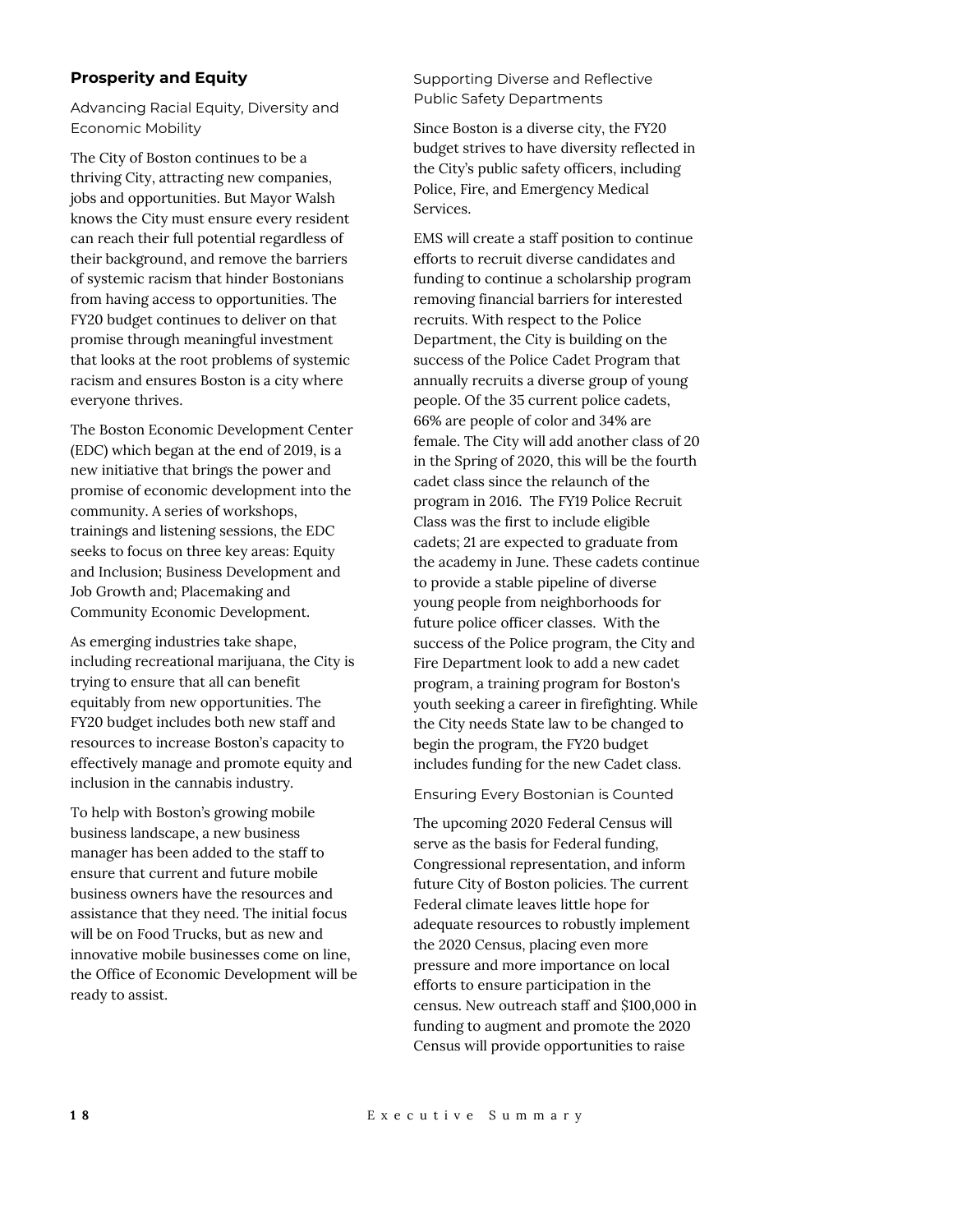## Prosperity and Equity

### Advancing Racial Equity, Diversity and Economic Mobility

The City of Boston continues to be a thriving City, attracting new companies, jobs and opportunities. But Mayor Walsh knows the City must ensure every resident can reach their full potential regardless of their background, and remove the barriers of systemic racism that hinder Bostonians from having access to opportunities. The FY20 budget continues to deliver on that promise through meaningful investment that looks at the root problems of systemic racism and ensures Boston is a city where everyone thrives.

The Boston Economic Development Center (EDC) which began at the end of 2019, is a new initiative that brings the power and promise of economic development into the community. A series of workshops, trainings and listening sessions, the EDC seeks to focus on three key areas: Equity and Inclusion; Business Development and Job Growth and; Placemaking and Community Economic Development.

As emerging industries take shape, including recreational marijuana, the City is trying to ensure that all can benefit equitably from new opportunities. The FY20 budget includes both new staff and resources to increase Boston's capacity to effectively manage and promote equity and inclusion in the cannabis industry.

To help with Boston's growing mobile business landscape, a new business manager has been added to the staff to ensure that current and future mobile business owners have the resources and assistance that they need. The initial focus will be on Food Trucks, but as new and innovative mobile businesses come on line, the Office of Economic Development will be ready to assist.

### Supporting Diverse and Reflective Public Safety Departments

Since Boston is a diverse city, the FY20 budget strives to have diversity reflected in the City's public safety officers, including Police, Fire, and Emergency Medical Services.

EMS will create a staff position to continue efforts to recruit diverse candidates and funding to continue a scholarship program removing financial barriers for interested recruits. With respect to the Police Department, the City is building on the success of the Police Cadet Program that annually recruits a diverse group of young people. Of the 35 current police cadets, 66% are people of color and 34% are female. The City will add another class of 20 in the Spring of 2020, this will be the fourth cadet class since the relaunch of the program in 2016. The FY19 Police Recruit Class was the first to include eligible cadets; 21 are expected to graduate from the academy in June. These cadets continue to provide a stable pipeline of diverse young people from neighborhoods for future police officer classes. With the success of the Police program, the City and Fire Department look to add a new cadet program, a training program for Boston's youth seeking a career in firefighting. While the City needs State law to be changed to begin the program, the FY20 budget includes funding for the new Cadet class.

### Ensuring Every Bostonian is Counted

The upcoming 2020 Federal Census will serve as the basis for Federal funding, Congressional representation, and inform future City of Boston policies. The current Federal climate leaves little hope for adequate resources to robustly implement the 2020 Census, placing even more pressure and more importance on local efforts to ensure participation in the census. New outreach staff and $100,000 in funding to augment and promote the 2020 Census will provide opportunities to raise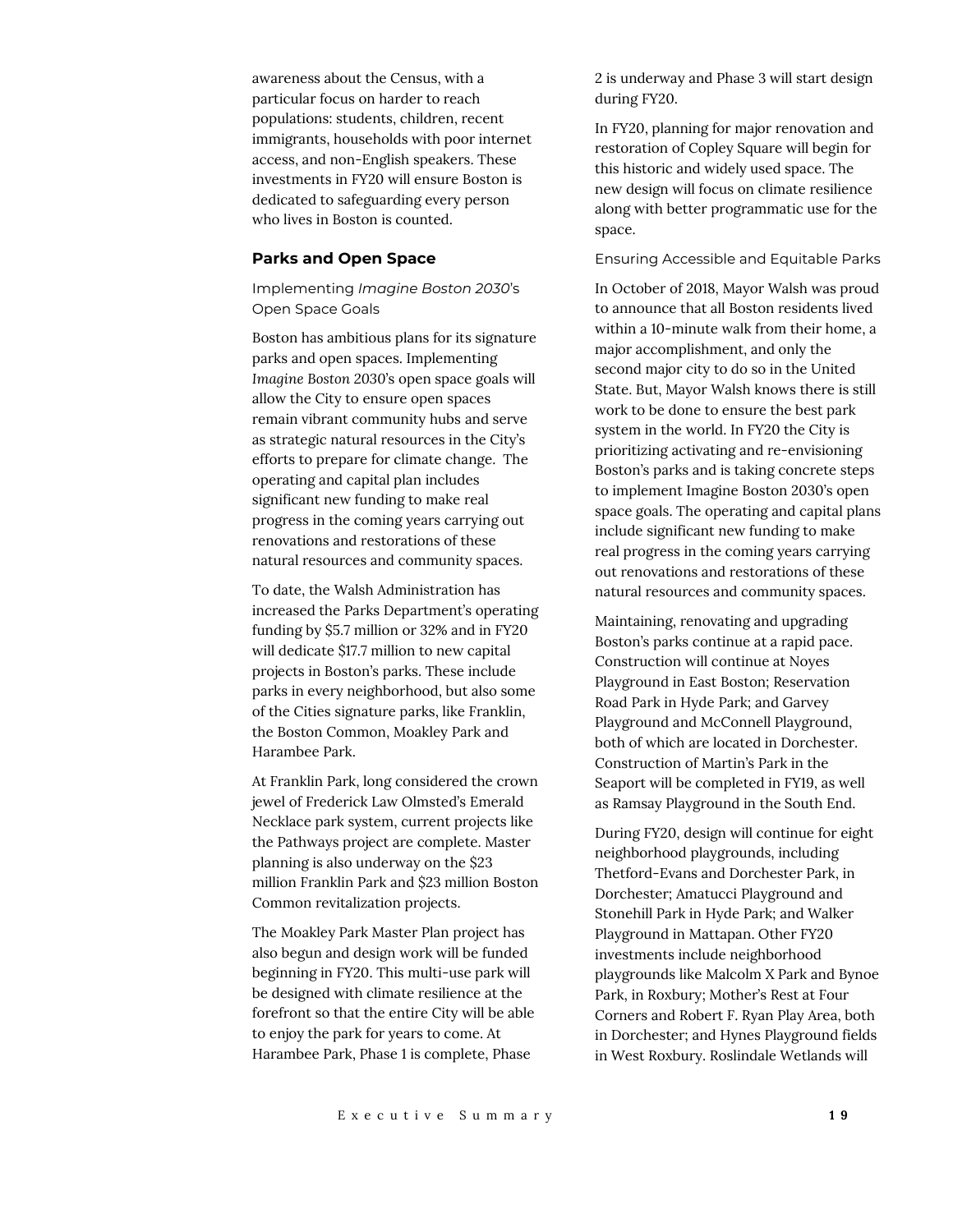awareness about the Census, with a particular focus on harder to reach populations: students, children, recent immigrants, households with poor internet access, and non-English speakers. These investments in FY20 will ensure Boston is dedicated to safeguarding every person who lives in Boston is counted.

## Parks and Open Space

### Implementing *Imagine Boston 2030*'s Open Space Goals

Boston has ambitious plans for its signature parks and open spaces. Implementing *Imagine Boston 2030*'s open space goals will allow the City to ensure open spaces remain vibrant community hubs and serve as strategic natural resources in the City's efforts to prepare for climate change. The operating and capital plan includes significant new funding to make real progress in the coming years carrying out renovations and restorations of these natural resources and community spaces.

To date, the Walsh Administration has increased the Parks Department's operating funding by $5.7 million or 32% and in FY20 will dedicate $17.7 million to new capital projects in Boston's parks. These include parks in every neighborhood, but also some of the Cities signature parks, like Franklin, the Boston Common, Moakley Park and Harambee Park.

At Franklin Park, long considered the crown jewel of Frederick Law Olmsted's Emerald Necklace park system, current projects like the Pathways project are complete. Master planning is also underway on the $23 million Franklin Park and $23 million Boston Common revitalization projects.

The Moakley Park Master Plan project has also begun and design work will be funded beginning in FY20. This multi-use park will be designed with climate resilience at the forefront so that the entire City will be able to enjoy the park for years to come. At Harambee Park, Phase 1 is complete, Phase 2 is underway and Phase 3 will start design during FY20.

In FY20, planning for major renovation and restoration of Copley Square will begin for this historic and widely used space. The new design will focus on climate resilience along with better programmatic use for the space.

### Ensuring Accessible and Equitable Parks

In October of 2018, Mayor Walsh was proud to announce that all Boston residents lived within a 10-minute walk from their home, a major accomplishment, and only the second major city to do so in the United State. But, Mayor Walsh knows there is still work to be done to ensure the best park system in the world. In FY20 the City is prioritizing activating and re-envisioning Boston's parks and is taking concrete steps to implement Imagine Boston 2030's open space goals. The operating and capital plans include significant new funding to make real progress in the coming years carrying out renovations and restorations of these natural resources and community spaces.

Maintaining, renovating and upgrading Boston's parks continue at a rapid pace. Construction will continue at Noyes Playground in East Boston; Reservation Road Park in Hyde Park; and Garvey Playground and McConnell Playground, both of which are located in Dorchester. Construction of Martin's Park in the Seaport will be completed in FY19, as well as Ramsay Playground in the South End.

During FY20, design will continue for eight neighborhood playgrounds, including Thetford-Evans and Dorchester Park, in Dorchester; Amatucci Playground and Stonehill Park in Hyde Park; and Walker Playground in Mattapan. Other FY20 investments include neighborhood playgrounds like Malcolm X Park and Bynoe Park, in Roxbury; Mother's Rest at Four Corners and Robert F. Ryan Play Area, both in Dorchester; and Hynes Playground fields in West Roxbury. Roslindale Wetlands will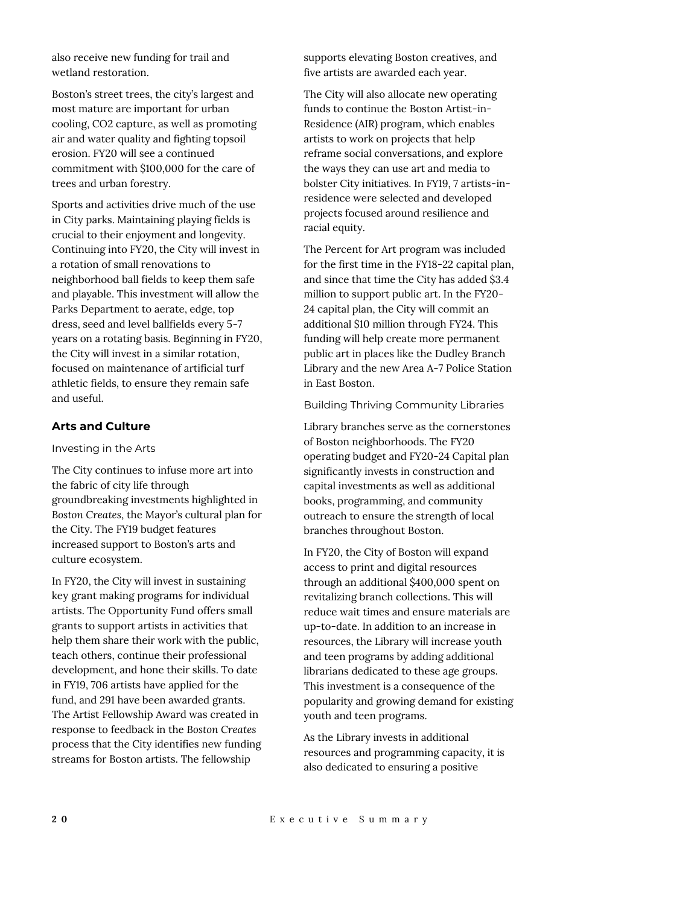also receive new funding for trail and wetland restoration.

Boston's street trees, the city's largest and most mature are important for urban cooling, CO2 capture, as well as promoting air and water quality and fighting topsoil erosion. FY20 will see a continued commitment with $100,000 for the care of trees and urban forestry.

Sports and activities drive much of the use in City parks. Maintaining playing fields is crucial to their enjoyment and longevity. Continuing into FY20, the City will invest in a rotation of small renovations to neighborhood ball fields to keep them safe and playable. This investment will allow the Parks Department to aerate, edge, top dress, seed and level ballfields every 5-7 years on a rotating basis. Beginning in FY20, the City will invest in a similar rotation, focused on maintenance of artificial turf athletic fields, to ensure they remain safe and useful.

## Arts and Culture

### Investing in the Arts

The City continues to infuse more art into the fabric of city life through groundbreaking investments highlighted in *Boston Creates*, the Mayor's cultural plan for the City. The FY19 budget features increased support to Boston's arts and culture ecosystem.

In FY20, the City will invest in sustaining key grant making programs for individual artists. The Opportunity Fund offers small grants to support artists in activities that help them share their work with the public, teach others, continue their professional development, and hone their skills. To date in FY19, 706 artists have applied for the fund, and 291 have been awarded grants. The Artist Fellowship Award was created in response to feedback in the *Boston Creates* process that the City identifies new funding streams for Boston artists. The fellowship supports elevating Boston creatives, and five artists are awarded each year.

The City will also allocate new operating funds to continue the Boston Artist-in-Residence (AIR) program, which enables artists to work on projects that help reframe social conversations, and explore the ways they can use art and media to bolster City initiatives. In FY19, 7 artists-in-residence were selected and developed projects focused around resilience and racial equity.

The Percent for Art program was included for the first time in the FY18-22 capital plan, and since that time the City has added $3.4 million to support public art. In the FY20-24 capital plan, the City will commit an additional $10 million through FY24. This funding will help create more permanent public art in places like the Dudley Branch Library and the new Area A-7 Police Station in East Boston.

### Building Thriving Community Libraries

Library branches serve as the cornerstones of Boston neighborhoods. The FY20 operating budget and FY20-24 Capital plan significantly invests in construction and capital investments as well as additional books, programming, and community outreach to ensure the strength of local branches throughout Boston.

In FY20, the City of Boston will expand access to print and digital resources through an additional $400,000 spent on revitalizing branch collections. This will reduce wait times and ensure materials are up-to-date. In addition to an increase in resources, the Library will increase youth and teen programs by adding additional librarians dedicated to these age groups. This investment is a consequence of the popularity and growing demand for existing youth and teen programs.

As the Library invests in additional resources and programming capacity, it is also dedicated to ensuring a positive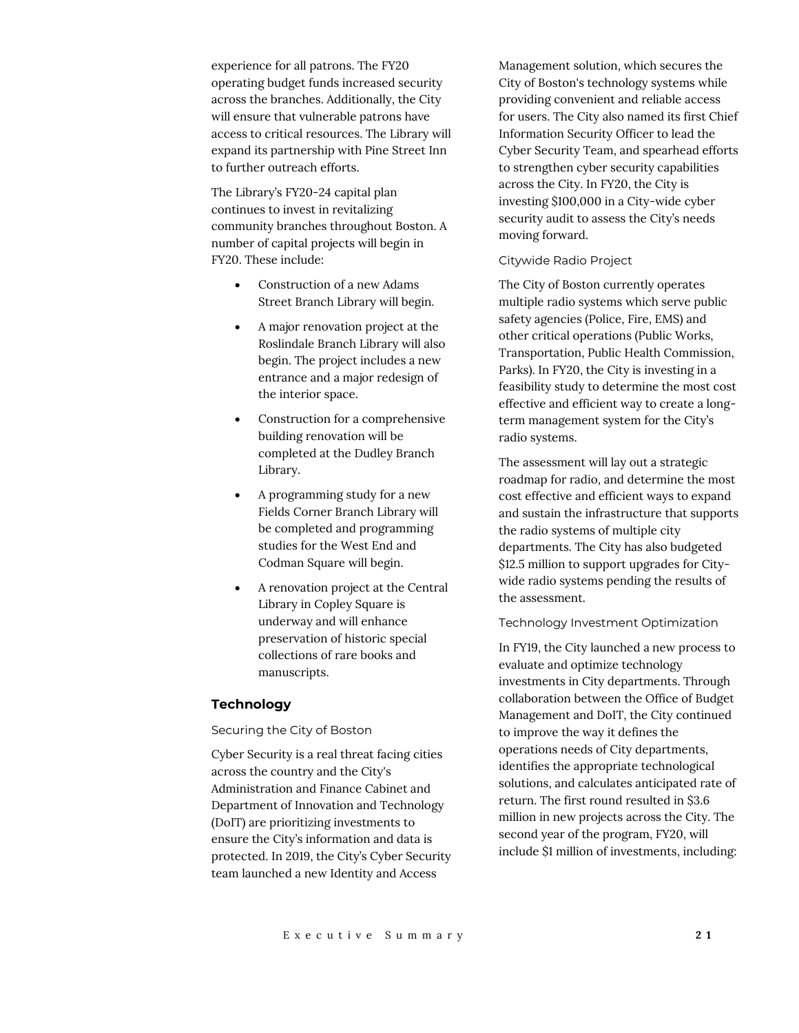experience for all patrons. The FY20 operating budget funds increased security across the branches. Additionally, the City will ensure that vulnerable patrons have access to critical resources. The Library will expand its partnership with Pine Street Inn to further outreach efforts.

The Library's FY20-24 capital plan continues to invest in revitalizing community branches throughout Boston. A number of capital projects will begin in FY20. These include:

- Construction of a new Adams Street Branch Library will begin.
- A major renovation project at the Roslindale Branch Library will also begin. The project includes a new entrance and a major redesign of the interior space.
- Construction for a comprehensive building renovation will be completed at the Dudley Branch Library.
- A programming study for a new Fields Corner Branch Library will be completed and programming studies for the West End and Codman Square will begin.
- A renovation project at the Central Library in Copley Square is underway and will enhance preservation of historic special collections of rare books and manuscripts.

## Technology

### Securing the City of Boston

Cyber Security is a real threat facing cities across the country and the City's Administration and Finance Cabinet and Department of Innovation and Technology (DoIT) are prioritizing investments to ensure the City's information and data is protected. In 2019, the City's Cyber Security team launched a new Identity and Access Management solution, which secures the City of Boston's technology systems while providing convenient and reliable access for users. The City also named its first Chief Information Security Officer to lead the Cyber Security Team, and spearhead efforts to strengthen cyber security capabilities across the City. In FY20, the City is investing $100,000 in a City-wide cyber security audit to assess the City's needs moving forward.

### Citywide Radio Project

The City of Boston currently operates multiple radio systems which serve public safety agencies (Police, Fire, EMS) and other critical operations (Public Works, Transportation, Public Health Commission, Parks). In FY20, the City is investing in a feasibility study to determine the most cost effective and efficient way to create a long-term management system for the City's radio systems.

The assessment will lay out a strategic roadmap for radio, and determine the most cost effective and efficient ways to expand and sustain the infrastructure that supports the radio systems of multiple city departments. The City has also budgeted $12.5 million to support upgrades for City-wide radio systems pending the results of the assessment.

### Technology Investment Optimization

In FY19, the City launched a new process to evaluate and optimize technology investments in City departments. Through collaboration between the Office of Budget Management and DoIT, the City continued to improve the way it defines the operations needs of City departments, identifies the appropriate technological solutions, and calculates anticipated rate of return. The first round resulted in $3.6 million in new projects across the City. The second year of the program, FY20, will include $1 million of investments, including: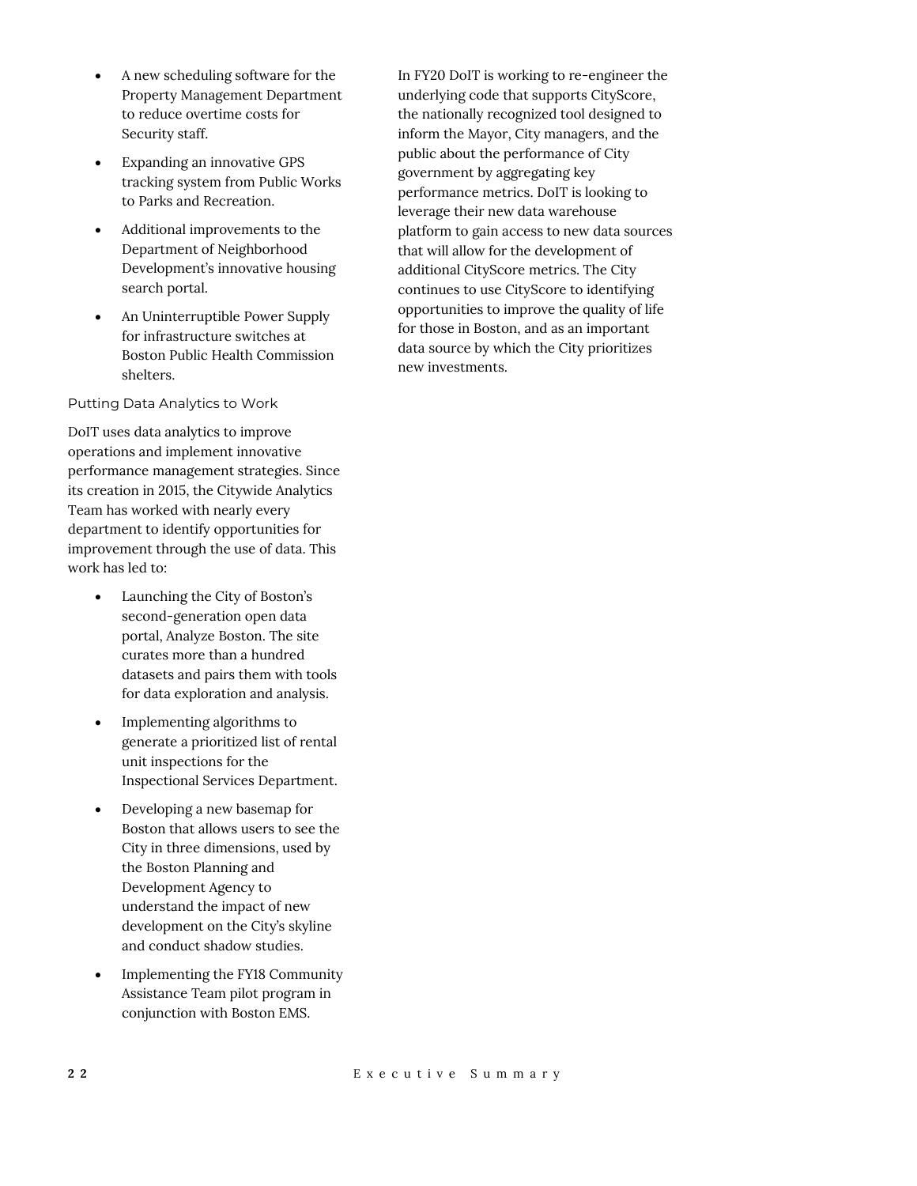- A new scheduling software for the Property Management Department to reduce overtime costs for Security staff.
- Expanding an innovative GPS tracking system from Public Works to Parks and Recreation.
- Additional improvements to the Department of Neighborhood Development's innovative housing search portal.
- An Uninterruptible Power Supply for infrastructure switches at Boston Public Health Commission shelters.

### Putting Data Analytics to Work

DoIT uses data analytics to improve operations and implement innovative performance management strategies. Since its creation in 2015, the Citywide Analytics Team has worked with nearly every department to identify opportunities for improvement through the use of data. This work has led to:

- Launching the City of Boston's second-generation open data portal, Analyze Boston. The site curates more than a hundred datasets and pairs them with tools for data exploration and analysis.
- Implementing algorithms to generate a prioritized list of rental unit inspections for the Inspectional Services Department.
- Developing a new basemap for Boston that allows users to see the City in three dimensions, used by the Boston Planning and Development Agency to understand the impact of new development on the City's skyline and conduct shadow studies.
- Implementing the FY18 Community Assistance Team pilot program in conjunction with Boston EMS.

In FY20 DoIT is working to re-engineer the underlying code that supports CityScore, the nationally recognized tool designed to inform the Mayor, City managers, and the public about the performance of City government by aggregating key performance metrics. DoIT is looking to leverage their new data warehouse platform to gain access to new data sources that will allow for the development of additional CityScore metrics. The City continues to use CityScore to identifying opportunities to improve the quality of life for those in Boston, and as an important data source by which the City prioritizes new investments.